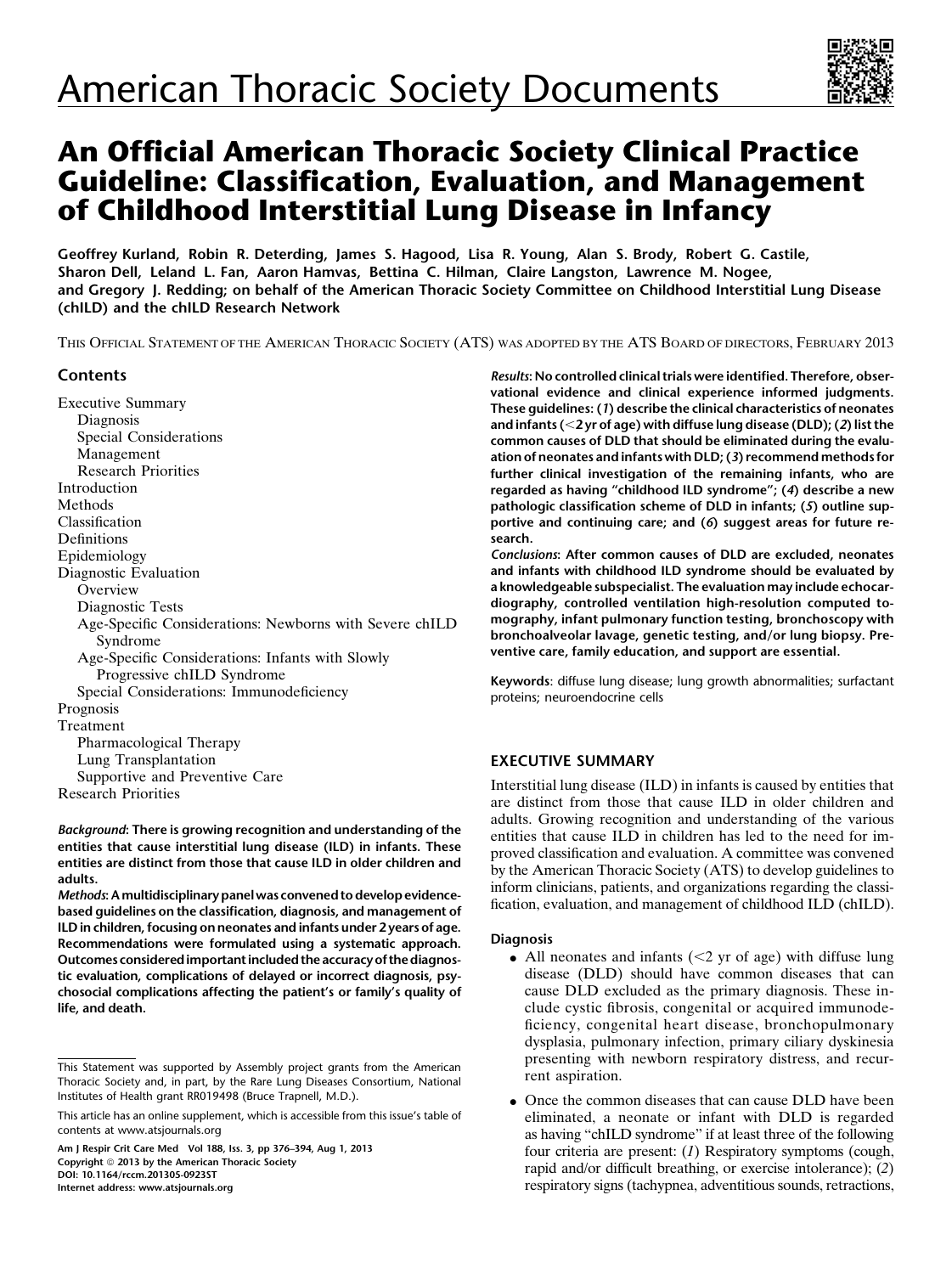American Thoracic Society Documents

# An Official American Thoracic Society Clinical Practice Guideline: Classification, Evaluation, and Management of Childhood Interstitial Lung Disease in Infancy

Geoffrey Kurland, Robin R. Deterding, James S. Hagood, Lisa R. Young, Alan S. Brody, Robert G. Castile, Sharon Dell, Leland L. Fan, Aaron Hamvas, Bettina C. Hilman, Claire Langston, Lawrence M. Nogee, and Gregory J. Redding; on behalf of the American Thoracic Society Committee on Childhood Interstitial Lung Disease (chILD) and the chILD Research Network

THIS OFFICIAL STATEMENT OF THE AMERICAN THORACIC SOCIETY (ATS) WAS ADOPTED BY THE ATS BOARD OF DIRECTORS, FEBRUARY 2013

## Contents

Executive Summary
- Diagnosis
- Special Considerations
- Management
- Research Priorities

Introduction
Methods
Classification
Definitions
Epidemiology
Diagnostic Evaluation
- Overview
- Diagnostic Tests
- Age-Specific Considerations: Newborns with Severe chILD Syndrome
- Age-Specific Considerations: Infants with Slowly Progressive chILD Syndrome
- Special Considerations: Immunodeficiency

Prognosis
Treatment
- Pharmacological Therapy
- Lung Transplantation
- Supportive and Preventive Care

Research Priorities

*Background*: **There is growing recognition and understanding of the entities that cause interstitial lung disease (ILD) in infants. These entities are distinct from those that cause ILD in older children and adults.**

*Methods*: **A multidisciplinary panel was convened to develop evidence-based guidelines on the classification, diagnosis, and management of ILD in children, focusing on neonates and infants under 2 years of age. Recommendations were formulated using a systematic approach. Outcomes considered important included the accuracy of the diagnostic evaluation, complications of delayed or incorrect diagnosis, psychosocial complications affecting the patient's or family's quality of life, and death.**

*Results*: **No controlled clinical trials were identified. Therefore, observational evidence and clinical experience informed judgments. These guidelines: (*1*) describe the clinical characteristics of neonates and infants (<2 yr of age) with diffuse lung disease (DLD); (*2*) list the common causes of DLD that should be eliminated during the evaluation of neonates and infants with DLD; (*3*) recommend methods for further clinical investigation of the remaining infants, who are regarded as having "childhood ILD syndrome"; (*4*) describe a new pathologic classification scheme of DLD in infants; (*5*) outline supportive and continuing care; and (*6*) suggest areas for future research.**

*Conclusions*: **After common causes of DLD are excluded, neonates and infants with childhood ILD syndrome should be evaluated by a knowledgeable subspecialist. The evaluation may include echocardiography, controlled ventilation high-resolution computed tomography, infant pulmonary function testing, bronchoscopy with bronchoalveolar lavage, genetic testing, and/or lung biopsy. Preventive care, family education, and support are essential.**

**Keywords**: diffuse lung disease; lung growth abnormalities; surfactant proteins; neuroendocrine cells

This Statement was supported by Assembly project grants from the American Thoracic Society and, in part, by the Rare Lung Diseases Consortium, National Institutes of Health grant RR019498 (Bruce Trapnell, M.D.).

This article has an online supplement, which is accessible from this issue's table of contents at www.atsjournals.org

Am J Respir Crit Care Med Vol 188, Iss. 3, pp 376–394, Aug 1, 2013
Copyright © 2013 by the American Thoracic Society
DOI: 10.1164/rccm.201305-0923ST
Internet address: www.atsjournals.org

## EXECUTIVE SUMMARY

Interstitial lung disease (ILD) in infants is caused by entities that are distinct from those that cause ILD in older children and adults. Growing recognition and understanding of the various entities that cause ILD in children has led to the need for improved classification and evaluation. A committee was convened by the American Thoracic Society (ATS) to develop guidelines to inform clinicians, patients, and organizations regarding the classification, evaluation, and management of childhood ILD (chILD).

### Diagnosis

- All neonates and infants (<2 yr of age) with diffuse lung disease (DLD) should have common diseases that can cause DLD excluded as the primary diagnosis. These include cystic fibrosis, congenital or acquired immunodeficiency, congenital heart disease, bronchopulmonary dysplasia, pulmonary infection, primary ciliary dyskinesia presenting with newborn respiratory distress, and recurrent aspiration.
- Once the common diseases that can cause DLD have been eliminated, a neonate or infant with DLD is regarded as having "chILD syndrome" if at least three of the following four criteria are present: (*1*) Respiratory symptoms (cough, rapid and/or difficult breathing, or exercise intolerance); (*2*) respiratory signs (tachypnea, adventitious sounds, retractions,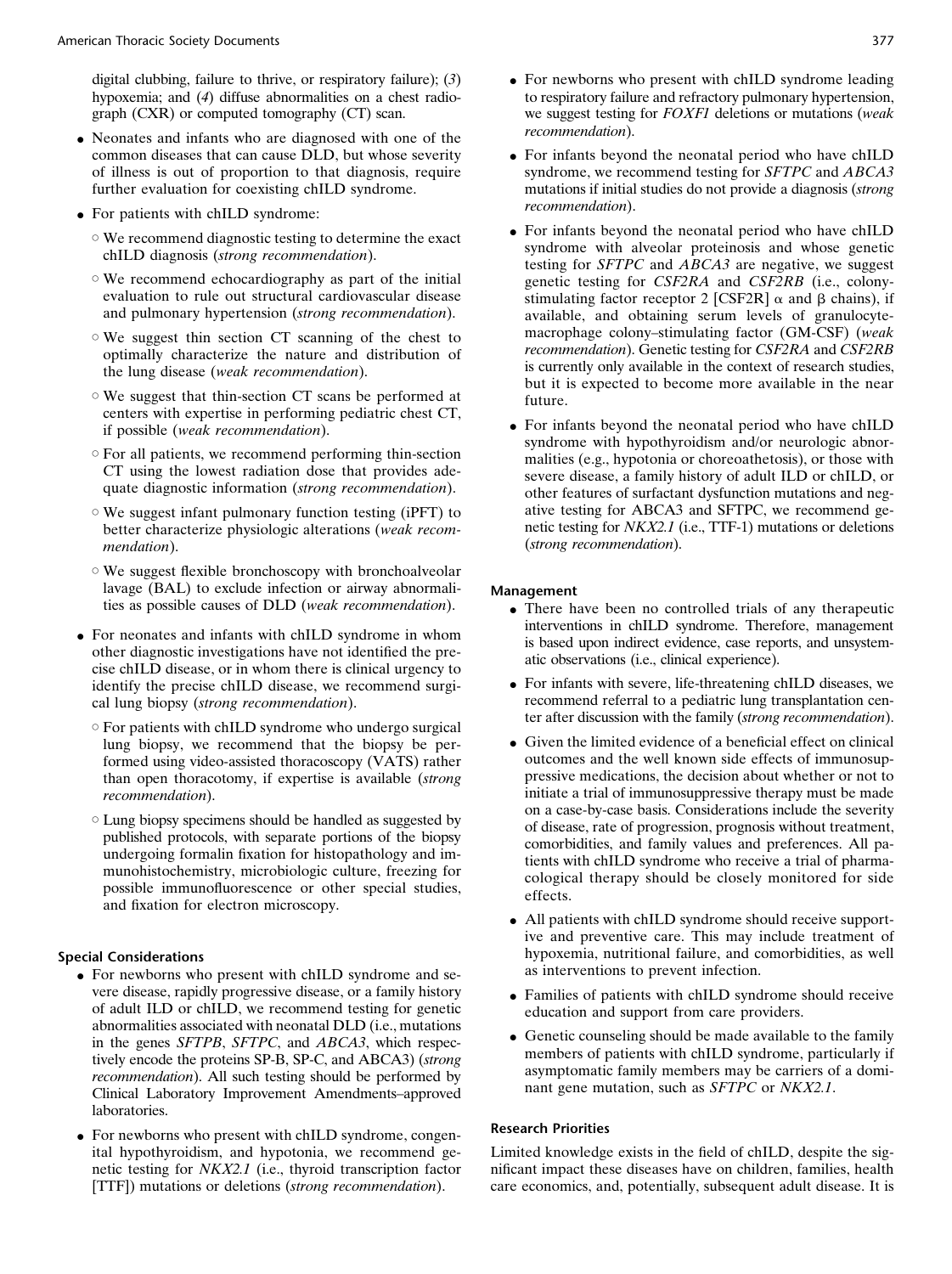digital clubbing, failure to thrive, or respiratory failure); (*3*) hypoxemia; and (*4*) diffuse abnormalities on a chest radiograph (CXR) or computed tomography (CT) scan.

- Neonates and infants who are diagnosed with one of the common diseases that can cause DLD, but whose severity of illness is out of proportion to that diagnosis, require further evaluation for coexisting chILD syndrome.
- For patients with chILD syndrome:
  - We recommend diagnostic testing to determine the exact chILD diagnosis (*strong recommendation*).
  - We recommend echocardiography as part of the initial evaluation to rule out structural cardiovascular disease and pulmonary hypertension (*strong recommendation*).
  - We suggest thin section CT scanning of the chest to optimally characterize the nature and distribution of the lung disease (*weak recommendation*).
  - We suggest that thin-section CT scans be performed at centers with expertise in performing pediatric chest CT, if possible (*weak recommendation*).
  - For all patients, we recommend performing thin-section CT using the lowest radiation dose that provides adequate diagnostic information (*strong recommendation*).
  - We suggest infant pulmonary function testing (iPFT) to better characterize physiologic alterations (*weak recommendation*).
  - We suggest flexible bronchoscopy with bronchoalveolar lavage (BAL) to exclude infection or airway abnormalities as possible causes of DLD (*weak recommendation*).
- For neonates and infants with chILD syndrome in whom other diagnostic investigations have not identified the precise chILD disease, or in whom there is clinical urgency to identify the precise chILD disease, we recommend surgical lung biopsy (*strong recommendation*).
  - For patients with chILD syndrome who undergo surgical lung biopsy, we recommend that the biopsy be performed using video-assisted thoracoscopy (VATS) rather than open thoracotomy, if expertise is available (*strong recommendation*).
  - Lung biopsy specimens should be handled as suggested by published protocols, with separate portions of the biopsy undergoing formalin fixation for histopathology and immunohistochemistry, microbiologic culture, freezing for possible immunofluorescence or other special studies, and fixation for electron microscopy.

### Special Considerations

- For newborns who present with chILD syndrome and severe disease, rapidly progressive disease, or a family history of adult ILD or chILD, we recommend testing for genetic abnormalities associated with neonatal DLD (i.e., mutations in the genes *SFTPB*, *SFTPC*, and *ABCA3*, which respectively encode the proteins SP-B, SP-C, and ABCA3) (*strong recommendation*). All such testing should be performed by Clinical Laboratory Improvement Amendments–approved laboratories.
- For newborns who present with chILD syndrome, congenital hypothyroidism, and hypotonia, we recommend genetic testing for *NKX2.1* (i.e., thyroid transcription factor [TTF]) mutations or deletions (*strong recommendation*).
- For newborns who present with chILD syndrome leading to respiratory failure and refractory pulmonary hypertension, we suggest testing for *FOXF1* deletions or mutations (*weak recommendation*).
- For infants beyond the neonatal period who have chILD syndrome, we recommend testing for *SFTPC* and *ABCA3* mutations if initial studies do not provide a diagnosis (*strong recommendation*).
- For infants beyond the neonatal period who have chILD syndrome with alveolar proteinosis and whose genetic testing for *SFTPC* and *ABCA3* are negative, we suggest genetic testing for *CSF2RA* and *CSF2RB* (i.e., colony-stimulating factor receptor 2 [CSF2R] $\alpha$ and $\beta$ chains), if available, and obtaining serum levels of granulocyte-macrophage colony–stimulating factor (GM-CSF) (*weak recommendation*). Genetic testing for *CSF2RA* and *CSF2RB* is currently only available in the context of research studies, but it is expected to become more available in the near future.
- For infants beyond the neonatal period who have chILD syndrome with hypothyroidism and/or neurologic abnormalities (e.g., hypotonia or choreoathetosis), or those with severe disease, a family history of adult ILD or chILD, or other features of surfactant dysfunction mutations and negative testing for ABCA3 and SFTPC, we recommend genetic testing for *NKX2.1* (i.e., TTF-1) mutations or deletions (*strong recommendation*).

### Management

- There have been no controlled trials of any therapeutic interventions in chILD syndrome. Therefore, management is based upon indirect evidence, case reports, and unsystematic observations (i.e., clinical experience).
- For infants with severe, life-threatening chILD diseases, we recommend referral to a pediatric lung transplantation center after discussion with the family (*strong recommendation*).
- Given the limited evidence of a beneficial effect on clinical outcomes and the well known side effects of immunosuppressive medications, the decision about whether or not to initiate a trial of immunosuppressive therapy must be made on a case-by-case basis. Considerations include the severity of disease, rate of progression, prognosis without treatment, comorbidities, and family values and preferences. All patients with chILD syndrome who receive a trial of pharmacological therapy should be closely monitored for side effects.
- All patients with chILD syndrome should receive supportive and preventive care. This may include treatment of hypoxemia, nutritional failure, and comorbidities, as well as interventions to prevent infection.
- Families of patients with chILD syndrome should receive education and support from care providers.
- Genetic counseling should be made available to the family members of patients with chILD syndrome, particularly if asymptomatic family members may be carriers of a dominant gene mutation, such as *SFTPC* or *NKX2.1*.

### Research Priorities

Limited knowledge exists in the field of chILD, despite the significant impact these diseases have on children, families, health care economics, and, potentially, subsequent adult disease. It is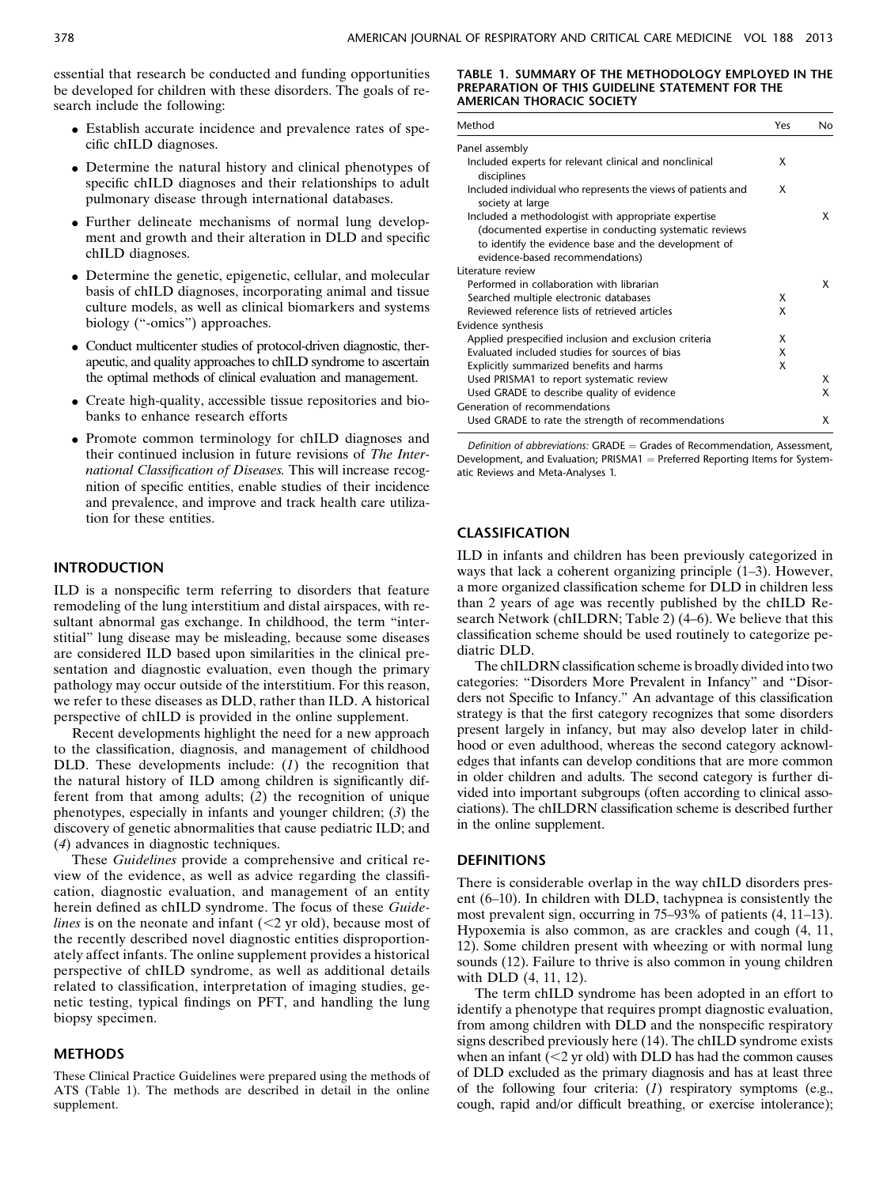essential that research be conducted and funding opportunities be developed for children with these disorders. The goals of research include the following:

- Establish accurate incidence and prevalence rates of specific chILD diagnoses.
- Determine the natural history and clinical phenotypes of specific chILD diagnoses and their relationships to adult pulmonary disease through international databases.
- Further delineate mechanisms of normal lung development and growth and their alteration in DLD and specific chILD diagnoses.
- Determine the genetic, epigenetic, cellular, and molecular basis of chILD diagnoses, incorporating animal and tissue culture models, as well as clinical biomarkers and systems biology ("-omics") approaches.
- Conduct multicenter studies of protocol-driven diagnostic, therapeutic, and quality approaches to chILD syndrome to ascertain the optimal methods of clinical evaluation and management.
- Create high-quality, accessible tissue repositories and biobanks to enhance research efforts
- Promote common terminology for chILD diagnoses and their continued inclusion in future revisions of *The International Classification of Diseases.* This will increase recognition of specific entities, enable studies of their incidence and prevalence, and improve and track health care utilization for these entities.

## INTRODUCTION

ILD is a nonspecific term referring to disorders that feature remodeling of the lung interstitium and distal airspaces, with resultant abnormal gas exchange. In childhood, the term "interstitial" lung disease may be misleading, because some diseases are considered ILD based upon similarities in the clinical presentation and diagnostic evaluation, even though the primary pathology may occur outside of the interstitium. For this reason, we refer to these diseases as DLD, rather than ILD. A historical perspective of chILD is provided in the online supplement.

Recent developments highlight the need for a new approach to the classification, diagnosis, and management of childhood DLD. These developments include: (*1*) the recognition that the natural history of ILD among children is significantly different from that among adults; (*2*) the recognition of unique phenotypes, especially in infants and younger children; (*3*) the discovery of genetic abnormalities that cause pediatric ILD; and (*4*) advances in diagnostic techniques.

These *Guidelines* provide a comprehensive and critical review of the evidence, as well as advice regarding the classification, diagnostic evaluation, and management of an entity herein defined as chILD syndrome. The focus of these *Guidelines* is on the neonate and infant (<2 yr old), because most of the recently described novel diagnostic entities disproportionately affect infants. The online supplement provides a historical perspective of chILD syndrome, as well as additional details related to classification, interpretation of imaging studies, genetic testing, typical findings on PFT, and handling the lung biopsy specimen.

## METHODS

These Clinical Practice Guidelines were prepared using the methods of ATS (Table 1). The methods are described in detail in the online supplement.

**TABLE 1. SUMMARY OF THE METHODOLOGY EMPLOYED IN THE PREPARATION OF THIS GUIDELINE STATEMENT FOR THE AMERICAN THORACIC SOCIETY**

| Method | Yes | No |
|---|---|---|
| Panel assembly | | |
| Included experts for relevant clinical and nonclinical disciplines | X | |
| Included individual who represents the views of patients and society at large | X | |
| Included a methodologist with appropriate expertise (documented expertise in conducting systematic reviews to identify the evidence base and the development of evidence-based recommendations) | | X |
| Literature review | | |
| Performed in collaboration with librarian | | X |
| Searched multiple electronic databases | X | |
| Reviewed reference lists of retrieved articles | X | |
| Evidence synthesis | | |
| Applied prespecified inclusion and exclusion criteria | X | |
| Evaluated included studies for sources of bias | X | |
| Explicitly summarized benefits and harms | X | |
| Used PRISMA1 to report systematic review | | X |
| Used GRADE to describe quality of evidence | | X |
| Generation of recommendations | | |
| Used GRADE to rate the strength of recommendations | | X |

*Definition of abbreviations:* GRADE = Grades of Recommendation, Assessment, Development, and Evaluation; PRISMA1 = Preferred Reporting Items for Systematic Reviews and Meta-Analyses 1.

## CLASSIFICATION

ILD in infants and children has been previously categorized in ways that lack a coherent organizing principle (1–3). However, a more organized classification scheme for DLD in children less than 2 years of age was recently published by the chILD Research Network (chILDRN; Table 2) (4–6). We believe that this classification scheme should be used routinely to categorize pediatric DLD.

The chILDRN classification scheme is broadly divided into two categories: "Disorders More Prevalent in Infancy" and "Disorders not Specific to Infancy." An advantage of this classification strategy is that the first category recognizes that some disorders present largely in infancy, but may also develop later in childhood or even adulthood, whereas the second category acknowledges that infants can develop conditions that are more common in older children and adults. The second category is further divided into important subgroups (often according to clinical associations). The chILDRN classification scheme is described further in the online supplement.

## DEFINITIONS

There is considerable overlap in the way chILD disorders present (6–10). In children with DLD, tachypnea is consistently the most prevalent sign, occurring in 75–93% of patients (4, 11–13). Hypoxemia is also common, as are crackles and cough (4, 11, 12). Some children present with wheezing or with normal lung sounds (12). Failure to thrive is also common in young children with DLD (4, 11, 12).

The term chILD syndrome has been adopted in an effort to identify a phenotype that requires prompt diagnostic evaluation, from among children with DLD and the nonspecific respiratory signs described previously here (14). The chILD syndrome exists when an infant (<2 yr old) with DLD has had the common causes of DLD excluded as the primary diagnosis and has at least three of the following four criteria: (*1*) respiratory symptoms (e.g., cough, rapid and/or difficult breathing, or exercise intolerance);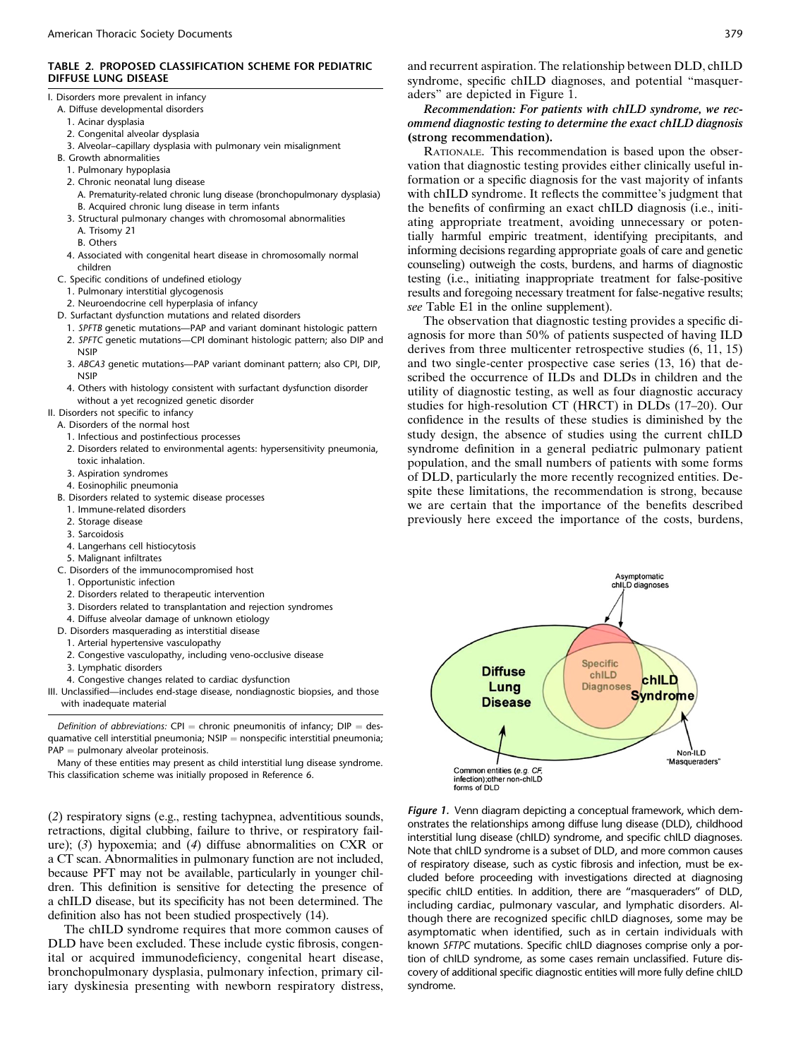**TABLE 2. PROPOSED CLASSIFICATION SCHEME FOR PEDIATRIC DIFFUSE LUNG DISEASE**

- I. Disorders more prevalent in infancy
  - A. Diffuse developmental disorders
    1. Acinar dysplasia
    2. Congenital alveolar dysplasia
    3. Alveolar–capillary dysplasia with pulmonary vein misalignment
  - B. Growth abnormalities
    1. Pulmonary hypoplasia
    2. Chronic neonatal lung disease
       - A. Prematurity-related chronic lung disease (bronchopulmonary dysplasia)
       - B. Acquired chronic lung disease in term infants
    3. Structural pulmonary changes with chromosomal abnormalities
       - A. Trisomy 21
       - B. Others
    4. Associated with congenital heart disease in chromosomally normal children
  - C. Specific conditions of undefined etiology
    1. Pulmonary interstitial glycogenosis
    2. Neuroendocrine cell hyperplasia of infancy
  - D. Surfactant dysfunction mutations and related disorders
    1. *SPFTB* genetic mutations—PAP and variant dominant histologic pattern
    2. *SPFTC* genetic mutations—CPI dominant histologic pattern; also DIP and NSIP
    3. *ABCA3* genetic mutations—PAP variant dominant pattern; also CPI, DIP, NSIP
    4. Others with histology consistent with surfactant dysfunction disorder without a yet recognized genetic disorder
- II. Disorders not specific to infancy
  - A. Disorders of the normal host
    1. Infectious and postinfectious processes
    2. Disorders related to environmental agents: hypersensitivity pneumonia, toxic inhalation.
    3. Aspiration syndromes
    4. Eosinophilic pneumonia
  - B. Disorders related to systemic disease processes
    1. Immune-related disorders
    2. Storage disease
    3. Sarcoidosis
    4. Langerhans cell histiocytosis
    5. Malignant infiltrates
  - C. Disorders of the immunocompromised host
    1. Opportunistic infection
    2. Disorders related to therapeutic intervention
    3. Disorders related to transplantation and rejection syndromes
    4. Diffuse alveolar damage of unknown etiology
  - D. Disorders masquerading as interstitial disease
    1. Arterial hypertensive vasculopathy
    2. Congestive vasculopathy, including veno-occlusive disease
    3. Lymphatic disorders
    4. Congestive changes related to cardiac dysfunction
- III. Unclassified—includes end-stage disease, nondiagnostic biopsies, and those with inadequate material

*Definition of abbreviations:* CPI = chronic pneumonitis of infancy; DIP = desquamative cell interstitial pneumonia; NSIP = nonspecific interstitial pneumonia; PAP = pulmonary alveolar proteinosis.

Many of these entities may present as child interstitial lung disease syndrome. This classification scheme was initially proposed in Reference 6.

(*2*) respiratory signs (e.g., resting tachypnea, adventitious sounds, retractions, digital clubbing, failure to thrive, or respiratory failure); (*3*) hypoxemia; and (*4*) diffuse abnormalities on CXR or a CT scan. Abnormalities in pulmonary function are not included, because PFT may not be available, particularly in younger children. This definition is sensitive for detecting the presence of a chILD disease, but its specificity has not been determined. The definition also has not been studied prospectively (14).

The chILD syndrome requires that more common causes of DLD have been excluded. These include cystic fibrosis, congenital or acquired immunodeficiency, congenital heart disease, bronchopulmonary dysplasia, pulmonary infection, primary ciliary dyskinesia presenting with newborn respiratory distress, and recurrent aspiration. The relationship between DLD, chILD syndrome, specific chILD diagnoses, and potential "masqueraders" are depicted in Figure 1.

***Recommendation: For patients with chILD syndrome, we recommend diagnostic testing to determine the exact chILD diagnosis* (strong recommendation).**

RATIONALE. This recommendation is based upon the observation that diagnostic testing provides either clinically useful information or a specific diagnosis for the vast majority of infants with chILD syndrome. It reflects the committee's judgment that the benefits of confirming an exact chILD diagnosis (i.e., initiating appropriate treatment, avoiding unnecessary or potentially harmful empiric treatment, identifying precipitants, and informing decisions regarding appropriate goals of care and genetic counseling) outweigh the costs, burdens, and harms of diagnostic testing (i.e., initiating inappropriate treatment for false-positive results and foregoing necessary treatment for false-negative results; *see* Table E1 in the online supplement).

The observation that diagnostic testing provides a specific diagnosis for more than 50% of patients suspected of having ILD derives from three multicenter retrospective studies (6, 11, 15) and two single-center prospective case series (13, 16) that described the occurrence of ILDs and DLDs in children and the utility of diagnostic testing, as well as four diagnostic accuracy studies for high-resolution CT (HRCT) in DLDs (17–20). Our confidence in the results of these studies is diminished by the study design, the absence of studies using the current chILD syndrome definition in a general pediatric pulmonary patient population, and the small numbers of patients with some forms of DLD, particularly the more recently recognized entities. Despite these limitations, the recommendation is strong, because we are certain that the importance of the benefits described previously here exceed the importance of the costs, burdens,

*Figure 1.* Venn diagram depicting a conceptual framework, which demonstrates the relationships among diffuse lung disease (DLD), childhood interstitial lung disease (chILD) syndrome, and specific chILD diagnoses. Note that chILD syndrome is a subset of DLD, and more common causes of respiratory disease, such as cystic fibrosis and infection, must be excluded before proceeding with investigations directed at diagnosing specific chILD entities. In addition, there are "masqueraders" of DLD, including cardiac, pulmonary vascular, and lymphatic disorders. Although there are recognized specific chILD diagnoses, some may be asymptomatic when identified, such as in certain individuals with known *SFTPC* mutations. Specific chILD diagnoses comprise only a portion of chILD syndrome, as some cases remain unclassified. Future discovery of additional specific diagnostic entities will more fully define chILD syndrome.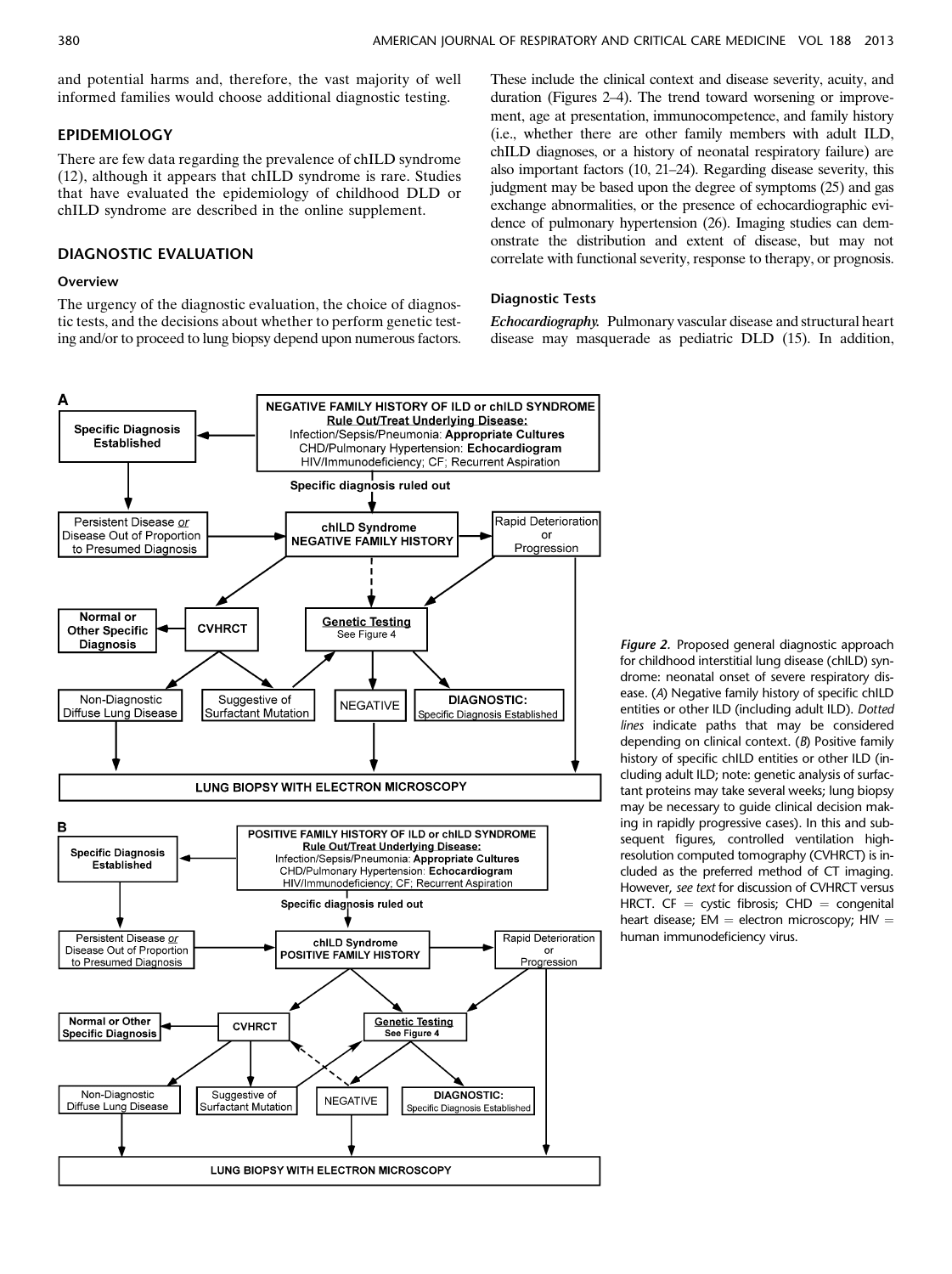and potential harms and, therefore, the vast majority of well informed families would choose additional diagnostic testing.

## EPIDEMIOLOGY

There are few data regarding the prevalence of chILD syndrome (12), although it appears that chILD syndrome is rare. Studies that have evaluated the epidemiology of childhood DLD or chILD syndrome are described in the online supplement.

## DIAGNOSTIC EVALUATION

### Overview

The urgency of the diagnostic evaluation, the choice of diagnostic tests, and the decisions about whether to perform genetic testing and/or to proceed to lung biopsy depend upon numerous factors. These include the clinical context and disease severity, acuity, and duration (Figures 2–4). The trend toward worsening or improvement, age at presentation, immunocompetence, and family history (i.e., whether there are other family members with adult ILD, chILD diagnoses, or a history of neonatal respiratory failure) are also important factors (10, 21–24). Regarding disease severity, this judgment may be based upon the degree of symptoms (25) and gas exchange abnormalities, or the presence of echocardiographic evidence of pulmonary hypertension (26). Imaging studies can demonstrate the distribution and extent of disease, but may not correlate with functional severity, response to therapy, or prognosis.

### Diagnostic Tests

***Echocardiography.*** Pulmonary vascular disease and structural heart disease may masquerade as pediatric DLD (15). In addition,

**A**

NEGATIVE FAMILY HISTORY OF ILD or chILD SYNDROME
Rule Out/Treat Underlying Disease:
Infection/Sepsis/Pneumonia: **Appropriate Cultures**
CHD/Pulmonary Hypertension: **Echocardiogram**
HIV/Immunodeficiency; CF; Recurrent Aspiration

Specific Diagnosis Established

Specific diagnosis ruled out

Persistent Disease *or* Disease Out of Proportion to Presumed Diagnosis

chILD Syndrome NEGATIVE FAMILY HISTORY

Rapid Deterioration or Progression

Normal or Other Specific Diagnosis

CVHRCT

Genetic Testing (See Figure 4)

Non-Diagnostic Diffuse Lung Disease

Suggestive of Surfactant Mutation

NEGATIVE

DIAGNOSTIC: Specific Diagnosis Established

LUNG BIOPSY WITH ELECTRON MICROSCOPY

**B**

POSITIVE FAMILY HISTORY OF ILD or chILD SYNDROME
Rule Out/Treat Underlying Disease:
Infection/Sepsis/Pneumonia: **Appropriate Cultures**
CHD/Pulmonary Hypertension: **Echocardiogram**
HIV/Immunodeficiency; CF; Recurrent Aspiration

Specific Diagnosis Established

Specific diagnosis ruled out

Persistent Disease *or* Disease Out of Proportion to Presumed Diagnosis

chILD Syndrome POSITIVE FAMILY HISTORY

Rapid Deterioration or Progression

Normal or Other Specific Diagnosis

CVHRCT

Genetic Testing (See Figure 4)

Non-Diagnostic Diffuse Lung Disease

Suggestive of Surfactant Mutation

NEGATIVE

DIAGNOSTIC: Specific Diagnosis Established

LUNG BIOPSY WITH ELECTRON MICROSCOPY

*Figure 2.* Proposed general diagnostic approach for childhood interstitial lung disease (chILD) syndrome: neonatal onset of severe respiratory disease. (*A*) Negative family history of specific chILD entities or other ILD (including adult ILD). *Dotted lines* indicate paths that may be considered depending on clinical context. (*B*) Positive family history of specific chILD entities or other ILD (including adult ILD; note: genetic analysis of surfactant proteins may take several weeks; lung biopsy may be necessary to guide clinical decision making in rapidly progressive cases). In this and subsequent figures, controlled ventilation high-resolution computed tomography (CVHRCT) is included as the preferred method of CT imaging. However, *see text* for discussion of CVHRCT versus HRCT. CF = cystic fibrosis; CHD = congenital heart disease; EM = electron microscopy; HIV = human immunodeficiency virus.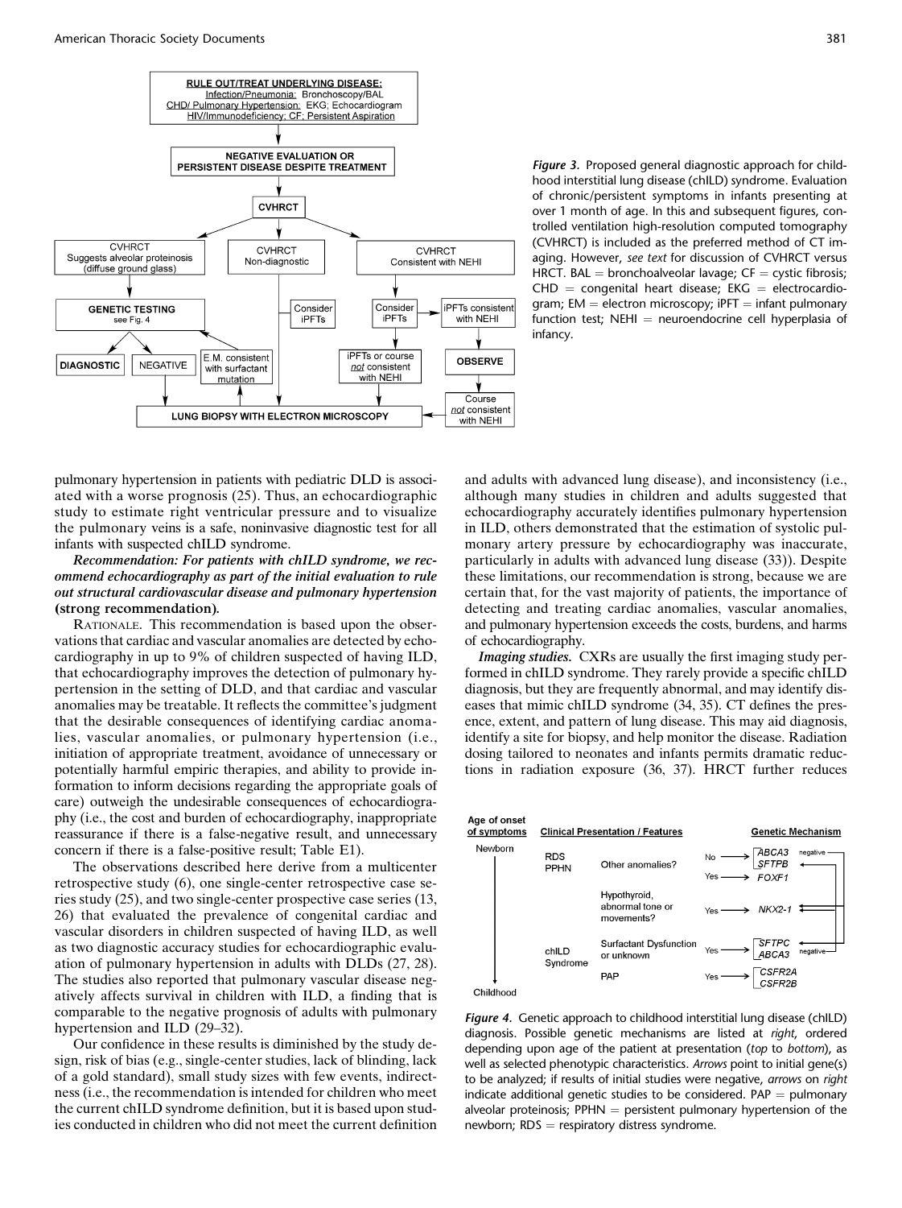RULE OUT/TREAT UNDERLYING DISEASE:
Infection/Pneumonia: Bronchoscopy/BAL
CHD/ Pulmonary Hypertension: EKG; Echocardiogram
HIV/Immunodeficiency; CF; Persistent Aspiration

NEGATIVE EVALUATION OR PERSISTENT DISEASE DESPITE TREATMENT

CVHRCT

CVHRCT Suggests alveolar proteinosis (diffuse ground glass)

CVHRCT Non-diagnostic

CVHRCT Consistent with NEHI

GENETIC TESTING
see Fig. 4

Consider iPFTs

Consider iPFTs

iPFTs consistent with NEHI

DIAGNOSTIC

NEGATIVE

E.M. consistent with surfactant mutation

iPFTs or course *not* consistent with NEHI

OBSERVE

Course *not* consistent with NEHI

LUNG BIOPSY WITH ELECTRON MICROSCOPY

***Figure 3.*** Proposed general diagnostic approach for childhood interstitial lung disease (chILD) syndrome. Evaluation of chronic/persistent symptoms in infants presenting at over 1 month of age. In this and subsequent figures, controlled ventilation high-resolution computed tomography (CVHRCT) is included as the preferred method of CT imaging. However, *see text* for discussion of CVHRCT versus HRCT. BAL = bronchoalveolar lavage; CF = cystic fibrosis; CHD = congenital heart disease; EKG = electrocardiogram; EM = electron microscopy; iPFT = infant pulmonary function test; NEHI = neuroendocrine cell hyperplasia of infancy.

pulmonary hypertension in patients with pediatric DLD is associated with a worse prognosis (25). Thus, an echocardiographic study to estimate right ventricular pressure and to visualize the pulmonary veins is a safe, noninvasive diagnostic test for all infants with suspected chILD syndrome.

***Recommendation: For patients with chILD syndrome, we recommend echocardiography as part of the initial evaluation to rule out structural cardiovascular disease and pulmonary hypertension*** **(strong recommendation).**

RATIONALE. This recommendation is based upon the observations that cardiac and vascular anomalies are detected by echocardiography in up to 9% of children suspected of having ILD, that echocardiography improves the detection of pulmonary hypertension in the setting of DLD, and that cardiac and vascular anomalies may be treatable. It reflects the committee's judgment that the desirable consequences of identifying cardiac anomalies, vascular anomalies, or pulmonary hypertension (i.e., initiation of appropriate treatment, avoidance of unnecessary or potentially harmful empiric therapies, and ability to provide information to inform decisions regarding the appropriate goals of care) outweigh the undesirable consequences of echocardiography (i.e., the cost and burden of echocardiography, inappropriate reassurance if there is a false-negative result, and unnecessary concern if there is a false-positive result; Table E1).

The observations described here derive from a multicenter retrospective study (6), one single-center retrospective case series study (25), and two single-center prospective case series (13, 26) that evaluated the prevalence of congenital cardiac and vascular disorders in children suspected of having ILD, as well as two diagnostic accuracy studies for echocardiographic evaluation of pulmonary hypertension in adults with DLDs (27, 28). The studies also reported that pulmonary vascular disease negatively affects survival in children with ILD, a finding that is comparable to the negative prognosis of adults with pulmonary hypertension and ILD (29–32).

Our confidence in these results is diminished by the study design, risk of bias (e.g., single-center studies, lack of blinding, lack of a gold standard), small study sizes with few events, indirectness (i.e., the recommendation is intended for children who meet the current chILD syndrome definition, but it is based upon studies conducted in children who did not meet the current definition and adults with advanced lung disease), and inconsistency (i.e., although many studies in children and adults suggested that echocardiography accurately identifies pulmonary hypertension in ILD, others demonstrated that the estimation of systolic pulmonary artery pressure by echocardiography was inaccurate, particularly in adults with advanced lung disease (33)). Despite these limitations, our recommendation is strong, because we are certain that, for the vast majority of patients, the importance of detecting and treating cardiac anomalies, vascular anomalies, and pulmonary hypertension exceeds the costs, burdens, and harms of echocardiography.

***Imaging studies.*** CXRs are usually the first imaging study performed in chILD syndrome. They rarely provide a specific chILD diagnosis, but they are frequently abnormal, and may identify diseases that mimic chILD syndrome (34, 35). CT defines the presence, extent, and pattern of lung disease. This may aid diagnosis, identify a site for biopsy, and help monitor the disease. Radiation dosing tailored to neonates and infants permits dramatic reductions in radiation exposure (36, 37). HRCT further reduces

Age of onset of symptoms

Clinical Presentation / Features

Genetic Mechanism

Newborn

RDS
PPHN

Other anomalies?

No → *ABCA3* negative, *SFTPB*

Yes → *FOXF1*

Hypothyroid, abnormal tone or movements?

Yes → *NKX2-1*

chILD Syndrome

Surfactant Dysfunction or unknown

Yes → *SFTPC*, *ABCA3* negative

PAP

Yes → *CSFR2A*, *CSFR2B*

Childhood

***Figure 4.*** Genetic approach to childhood interstitial lung disease (chILD) diagnosis. Possible genetic mechanisms are listed at *right*, ordered depending upon age of the patient at presentation (*top* to *bottom*), as well as selected phenotypic characteristics. *Arrows* point to initial gene(s) to be analyzed; if results of initial studies were negative, *arrows* on *right* indicate additional genetic studies to be considered. PAP = pulmonary alveolar proteinosis; PPHN = persistent pulmonary hypertension of the newborn; RDS = respiratory distress syndrome.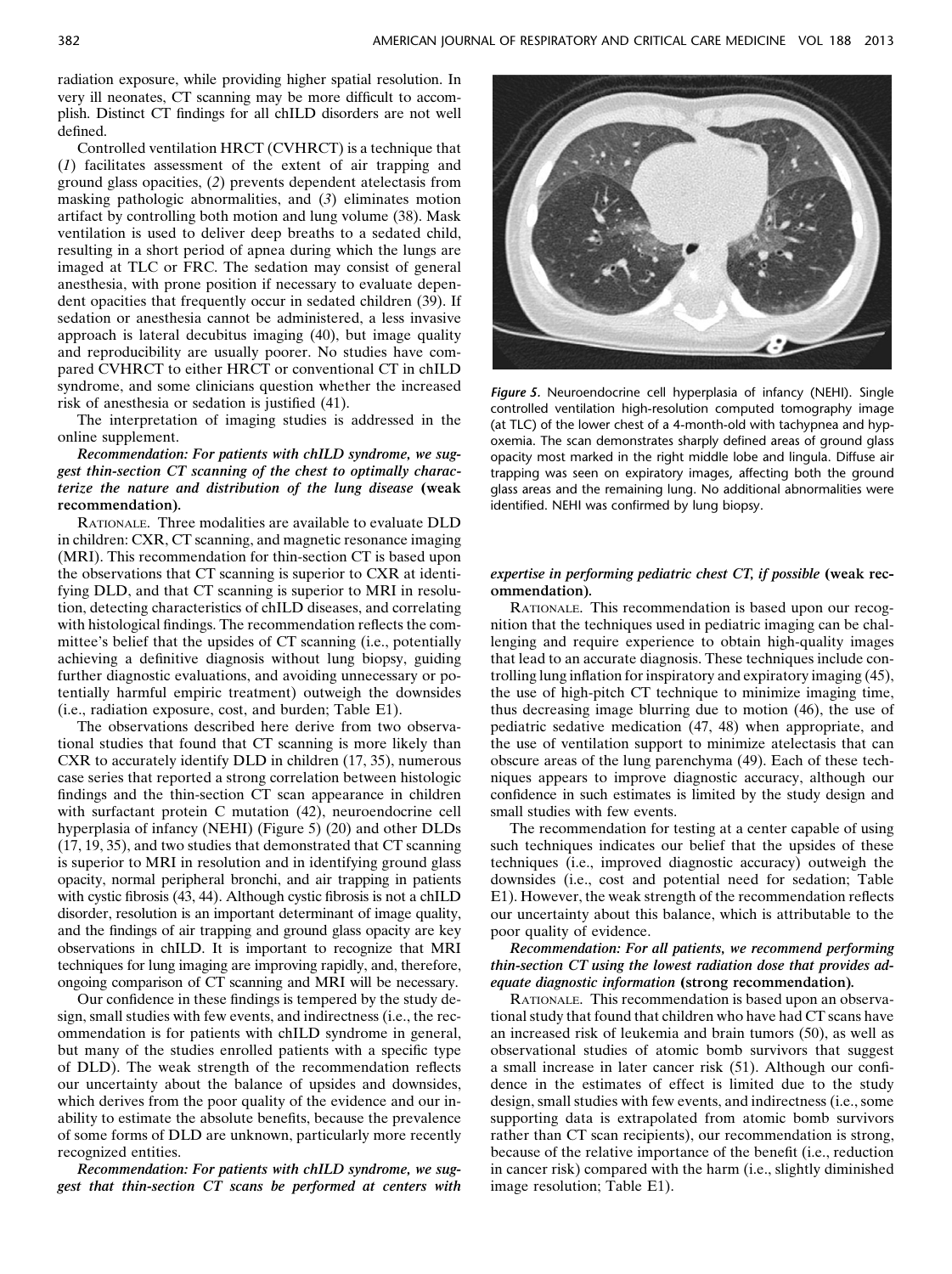radiation exposure, while providing higher spatial resolution. In very ill neonates, CT scanning may be more difficult to accomplish. Distinct CT findings for all chILD disorders are not well defined.

Controlled ventilation HRCT (CVHRCT) is a technique that (*1*) facilitates assessment of the extent of air trapping and ground glass opacities, (*2*) prevents dependent atelectasis from masking pathologic abnormalities, and (*3*) eliminates motion artifact by controlling both motion and lung volume (38). Mask ventilation is used to deliver deep breaths to a sedated child, resulting in a short period of apnea during which the lungs are imaged at TLC or FRC. The sedation may consist of general anesthesia, with prone position if necessary to evaluate dependent opacities that frequently occur in sedated children (39). If sedation or anesthesia cannot be administered, a less invasive approach is lateral decubitus imaging (40), but image quality and reproducibility are usually poorer. No studies have compared CVHRCT to either HRCT or conventional CT in chILD syndrome, and some clinicians question whether the increased risk of anesthesia or sedation is justified (41).

The interpretation of imaging studies is addressed in the online supplement.

***Recommendation: For patients with chILD syndrome, we suggest thin-section CT scanning of the chest to optimally characterize the nature and distribution of the lung disease*** **(weak recommendation).**

RATIONALE. Three modalities are available to evaluate DLD in children: CXR, CT scanning, and magnetic resonance imaging (MRI). This recommendation for thin-section CT is based upon the observations that CT scanning is superior to CXR at identifying DLD, and that CT scanning is superior to MRI in resolution, detecting characteristics of chILD diseases, and correlating with histological findings. The recommendation reflects the committee's belief that the upsides of CT scanning (i.e., potentially achieving a definitive diagnosis without lung biopsy, guiding further diagnostic evaluations, and avoiding unnecessary or potentially harmful empiric treatment) outweigh the downsides (i.e., radiation exposure, cost, and burden; Table E1).

The observations described here derive from two observational studies that found that CT scanning is more likely than CXR to accurately identify DLD in children (17, 35), numerous case series that reported a strong correlation between histologic findings and the thin-section CT scan appearance in children with surfactant protein C mutation (42), neuroendocrine cell hyperplasia of infancy (NEHI) (Figure 5) (20) and other DLDs (17, 19, 35), and two studies that demonstrated that CT scanning is superior to MRI in resolution and in identifying ground glass opacity, normal peripheral bronchi, and air trapping in patients with cystic fibrosis (43, 44). Although cystic fibrosis is not a chILD disorder, resolution is an important determinant of image quality, and the findings of air trapping and ground glass opacity are key observations in chILD. It is important to recognize that MRI techniques for lung imaging are improving rapidly, and, therefore, ongoing comparison of CT scanning and MRI will be necessary.

Our confidence in these findings is tempered by the study design, small studies with few events, and indirectness (i.e., the recommendation is for patients with chILD syndrome in general, but many of the studies enrolled patients with a specific type of DLD). The weak strength of the recommendation reflects our uncertainty about the balance of upsides and downsides, which derives from the poor quality of the evidence and our inability to estimate the absolute benefits, because the prevalence of some forms of DLD are unknown, particularly more recently recognized entities.

*Figure 5.* Neuroendocrine cell hyperplasia of infancy (NEHI). Single controlled ventilation high-resolution computed tomography image (at TLC) of the lower chest of a 4-month-old with tachypnea and hypoxemia. The scan demonstrates sharply defined areas of ground glass opacity most marked in the right middle lobe and lingula. Diffuse air trapping was seen on expiratory images, affecting both the ground glass areas and the remaining lung. No additional abnormalities were identified. NEHI was confirmed by lung biopsy.

***Recommendation: For patients with chILD syndrome, we suggest that thin-section CT scans be performed at centers with expertise in performing pediatric chest CT, if possible*** **(weak recommendation).**

RATIONALE. This recommendation is based upon our recognition that the techniques used in pediatric imaging can be challenging and require experience to obtain high-quality images that lead to an accurate diagnosis. These techniques include controlling lung inflation for inspiratory and expiratory imaging (45), the use of high-pitch CT technique to minimize imaging time, thus decreasing image blurring due to motion (46), the use of pediatric sedative medication (47, 48) when appropriate, and the use of ventilation support to minimize atelectasis that can obscure areas of the lung parenchyma (49). Each of these techniques appears to improve diagnostic accuracy, although our confidence in such estimates is limited by the study design and small studies with few events.

The recommendation for testing at a center capable of using such techniques indicates our belief that the upsides of these techniques (i.e., improved diagnostic accuracy) outweigh the downsides (i.e., cost and potential need for sedation; Table E1). However, the weak strength of the recommendation reflects our uncertainty about this balance, which is attributable to the poor quality of evidence.

***Recommendation: For all patients, we recommend performing thin-section CT using the lowest radiation dose that provides adequate diagnostic information*** **(strong recommendation).**

RATIONALE. This recommendation is based upon an observational study that found that children who have had CT scans have an increased risk of leukemia and brain tumors (50), as well as observational studies of atomic bomb survivors that suggest a small increase in later cancer risk (51). Although our confidence in the estimates of effect is limited due to the study design, small studies with few events, and indirectness (i.e., some supporting data is extrapolated from atomic bomb survivors rather than CT scan recipients), our recommendation is strong, because of the relative importance of the benefit (i.e., reduction in cancer risk) compared with the harm (i.e., slightly diminished image resolution; Table E1).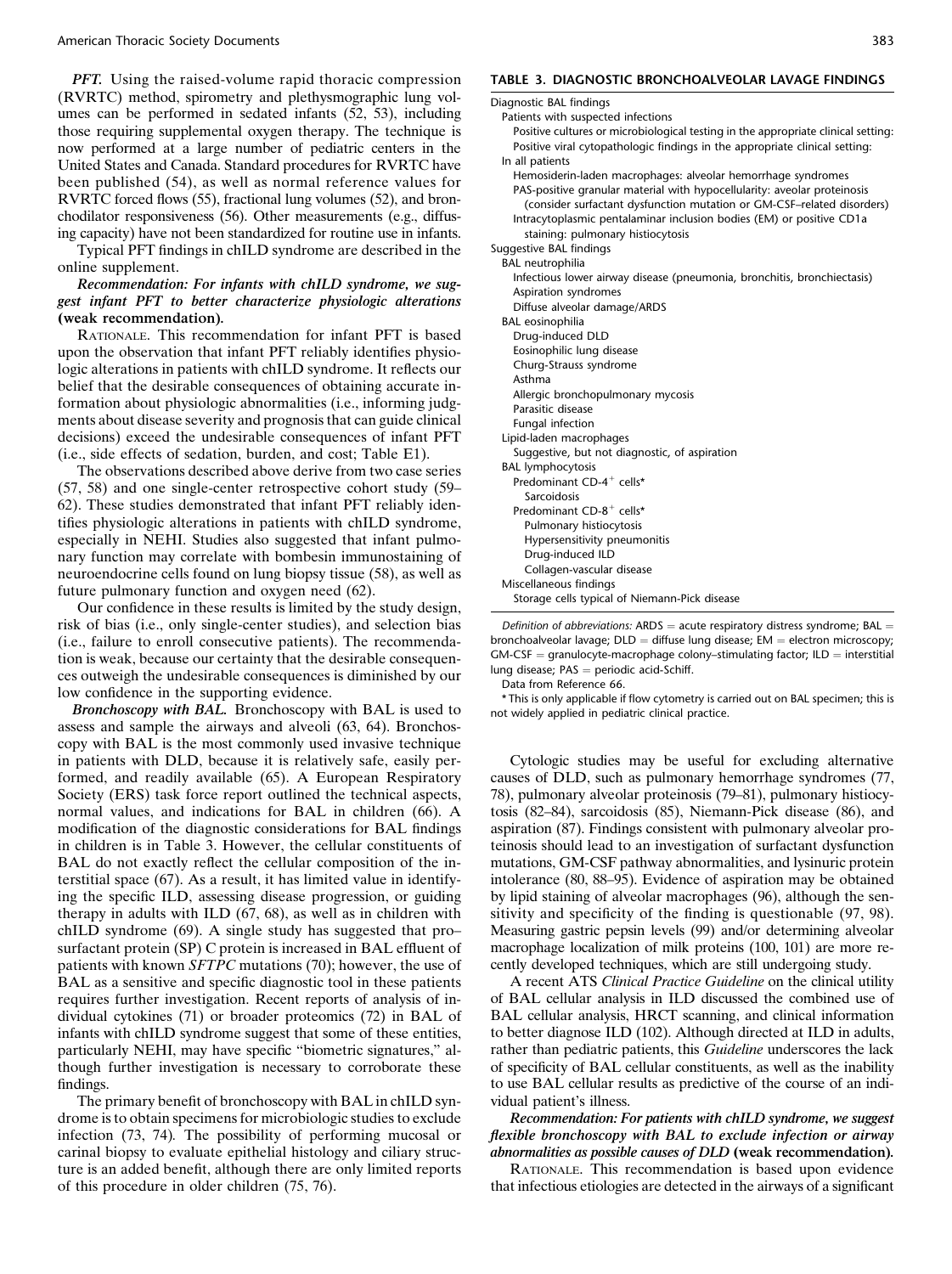*PFT.* Using the raised-volume rapid thoracic compression (RVRTC) method, spirometry and plethysmographic lung volumes can be performed in sedated infants (52, 53), including those requiring supplemental oxygen therapy. The technique is now performed at a large number of pediatric centers in the United States and Canada. Standard procedures for RVRTC have been published (54), as well as normal reference values for RVRTC forced flows (55), fractional lung volumes (52), and bronchodilator responsiveness (56). Other measurements (e.g., diffusing capacity) have not been standardized for routine use in infants.

Typical PFT findings in chILD syndrome are described in the online supplement.

***Recommendation: For infants with chILD syndrome, we suggest infant PFT to better characterize physiologic alterations*** **(weak recommendation).**

RATIONALE. This recommendation for infant PFT is based upon the observation that infant PFT reliably identifies physiologic alterations in patients with chILD syndrome. It reflects our belief that the desirable consequences of obtaining accurate information about physiologic abnormalities (i.e., informing judgments about disease severity and prognosis that can guide clinical decisions) exceed the undesirable consequences of infant PFT (i.e., side effects of sedation, burden, and cost; Table E1).

The observations described above derive from two case series (57, 58) and one single-center retrospective cohort study (59–62). These studies demonstrated that infant PFT reliably identifies physiologic alterations in patients with chILD syndrome, especially in NEHI. Studies also suggested that infant pulmonary function may correlate with bombesin immunostaining of neuroendocrine cells found on lung biopsy tissue (58), as well as future pulmonary function and oxygen need (62).

Our confidence in these results is limited by the study design, risk of bias (i.e., only single-center studies), and selection bias (i.e., failure to enroll consecutive patients). The recommendation is weak, because our certainty that the desirable consequences outweigh the undesirable consequences is diminished by our low confidence in the supporting evidence.

***Bronchoscopy with BAL.*** Bronchoscopy with BAL is used to assess and sample the airways and alveoli (63, 64). Bronchoscopy with BAL is the most commonly used invasive technique in patients with DLD, because it is relatively safe, easily performed, and readily available (65). A European Respiratory Society (ERS) task force report outlined the technical aspects, normal values, and indications for BAL in children (66). A modification of the diagnostic considerations for BAL findings in children is in Table 3. However, the cellular constituents of BAL do not exactly reflect the cellular composition of the interstitial space (67). As a result, it has limited value in identifying the specific ILD, assessing disease progression, or guiding therapy in adults with ILD (67, 68), as well as in children with chILD syndrome (69). A single study has suggested that pro–surfactant protein (SP) C protein is increased in BAL effluent of patients with known *SFTPC* mutations (70); however, the use of BAL as a sensitive and specific diagnostic tool in these patients requires further investigation. Recent reports of analysis of individual cytokines (71) or broader proteomics (72) in BAL of infants with chILD syndrome suggest that some of these entities, particularly NEHI, may have specific "biometric signatures," although further investigation is necessary to corroborate these findings.

The primary benefit of bronchoscopy with BAL in chILD syndrome is to obtain specimens for microbiologic studies to exclude infection (73, 74). The possibility of performing mucosal or carinal biopsy to evaluate epithelial histology and ciliary structure is an added benefit, although there are only limited reports of this procedure in older children (75, 76).

**TABLE 3. DIAGNOSTIC BRONCHOALVEOLAR LAVAGE FINDINGS**

| |
|---|
| Diagnostic BAL findings |
| Patients with suspected infections |
| Positive cultures or microbiological testing in the appropriate clinical setting: |
| Positive viral cytopathologic findings in the appropriate clinical setting: |
| In all patients |
| Hemosiderin-laden macrophages: alveolar hemorrhage syndromes |
| PAS-positive granular material with hypocellularity: aveolar proteinosis (consider surfactant dysfunction mutation or GM-CSF–related disorders) |
| Intracytoplasmic pentalaminar inclusion bodies (EM) or positive CD1a staining: pulmonary histiocytosis |
| Suggestive BAL findings |
| BAL neutrophilia |
| Infectious lower airway disease (pneumonia, bronchitis, bronchiectasis) |
| Aspiration syndromes |
| Diffuse alveolar damage/ARDS |
| BAL eosinophilia |
| Drug-induced DLD |
| Eosinophilic lung disease |
| Churg-Strauss syndrome |
| Asthma |
| Allergic bronchopulmonary mycosis |
| Parasitic disease |
| Fungal infection |
| Lipid-laden macrophages |
| Suggestive, but not diagnostic, of aspiration |
| BAL lymphocytosis |
| Predominant CD-4$^+$ cells* |
| Sarcoidosis |
| Predominant CD-8$^+$ cells* |
| Pulmonary histiocytosis |
| Hypersensitivity pneumonitis |
| Drug-induced ILD |
| Collagen-vascular disease |
| Miscellaneous findings |
| Storage cells typical of Niemann-Pick disease |

*Definition of abbreviations:* ARDS = acute respiratory distress syndrome; BAL = bronchoalveolar lavage; DLD = diffuse lung disease; EM = electron microscopy; GM-CSF = granulocyte-macrophage colony–stimulating factor; ILD = interstitial lung disease; PAS = periodic acid-Schiff.

Data from Reference 66.

* This is only applicable if flow cytometry is carried out on BAL specimen; this is not widely applied in pediatric clinical practice.

Cytologic studies may be useful for excluding alternative causes of DLD, such as pulmonary hemorrhage syndromes (77, 78), pulmonary alveolar proteinosis (79–81), pulmonary histiocytosis (82–84), sarcoidosis (85), Niemann-Pick disease (86), and aspiration (87). Findings consistent with pulmonary alveolar proteinosis should lead to an investigation of surfactant dysfunction mutations, GM-CSF pathway abnormalities, and lysinuric protein intolerance (80, 88–95). Evidence of aspiration may be obtained by lipid staining of alveolar macrophages (96), although the sensitivity and specificity of the finding is questionable (97, 98). Measuring gastric pepsin levels (99) and/or determining alveolar macrophage localization of milk proteins (100, 101) are more recently developed techniques, which are still undergoing study.

A recent ATS *Clinical Practice Guideline* on the clinical utility of BAL cellular analysis in ILD discussed the combined use of BAL cellular analysis, HRCT scanning, and clinical information to better diagnose ILD (102). Although directed at ILD in adults, rather than pediatric patients, this *Guideline* underscores the lack of specificity of BAL cellular constituents, as well as the inability to use BAL cellular results as predictive of the course of an individual patient's illness.

***Recommendation: For patients with chILD syndrome, we suggest flexible bronchoscopy with BAL to exclude infection or airway abnormalities as possible causes of DLD*** **(weak recommendation).**

RATIONALE. This recommendation is based upon evidence that infectious etiologies are detected in the airways of a significant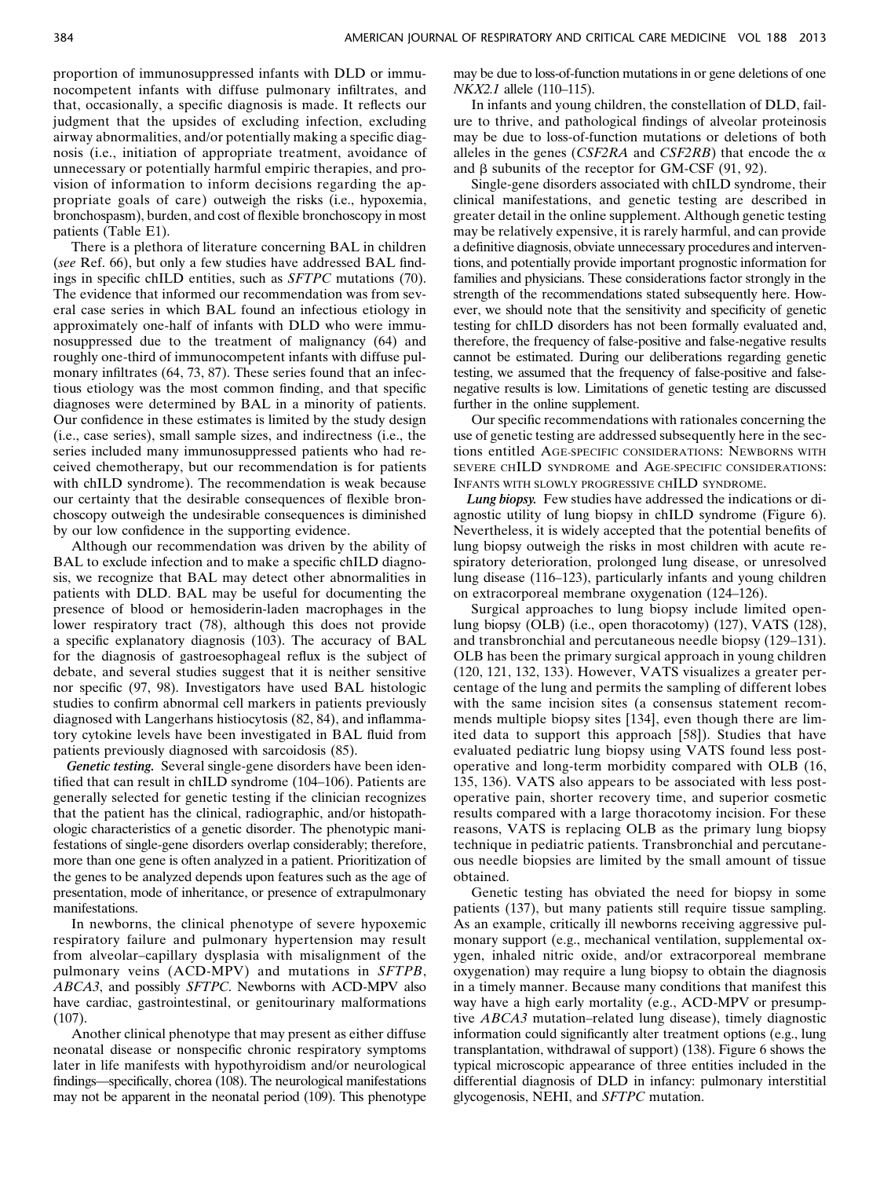proportion of immunosuppressed infants with DLD or immunocompetent infants with diffuse pulmonary infiltrates, and that, occasionally, a specific diagnosis is made. It reflects our judgment that the upsides of excluding infection, excluding airway abnormalities, and/or potentially making a specific diagnosis (i.e., initiation of appropriate treatment, avoidance of unnecessary or potentially harmful empiric therapies, and provision of information to inform decisions regarding the appropriate goals of care) outweigh the risks (i.e., hypoxemia, bronchospasm), burden, and cost of flexible bronchoscopy in most patients (Table E1).

There is a plethora of literature concerning BAL in children (*see* Ref. 66), but only a few studies have addressed BAL findings in specific chILD entities, such as *SFTPC* mutations (70). The evidence that informed our recommendation was from several case series in which BAL found an infectious etiology in approximately one-half of infants with DLD who were immunosuppressed due to the treatment of malignancy (64) and roughly one-third of immunocompetent infants with diffuse pulmonary infiltrates (64, 73, 87). These series found that an infectious etiology was the most common finding, and that specific diagnoses were determined by BAL in a minority of patients. Our confidence in these estimates is limited by the study design (i.e., case series), small sample sizes, and indirectness (i.e., the series included many immunosuppressed patients who had received chemotherapy, but our recommendation is for patients with chILD syndrome). The recommendation is weak because our certainty that the desirable consequences of flexible bronchoscopy outweigh the undesirable consequences is diminished by our low confidence in the supporting evidence.

Although our recommendation was driven by the ability of BAL to exclude infection and to make a specific chILD diagnosis, we recognize that BAL may detect other abnormalities in patients with DLD. BAL may be useful for documenting the presence of blood or hemosiderin-laden macrophages in the lower respiratory tract (78), although this does not provide a specific explanatory diagnosis (103). The accuracy of BAL for the diagnosis of gastroesophageal reflux is the subject of debate, and several studies suggest that it is neither sensitive nor specific (97, 98). Investigators have used BAL histologic studies to confirm abnormal cell markers in patients previously diagnosed with Langerhans histiocytosis (82, 84), and inflammatory cytokine levels have been investigated in BAL fluid from patients previously diagnosed with sarcoidosis (85).

***Genetic testing.*** Several single-gene disorders have been identified that can result in chILD syndrome (104–106). Patients are generally selected for genetic testing if the clinician recognizes that the patient has the clinical, radiographic, and/or histopathologic characteristics of a genetic disorder. The phenotypic manifestations of single-gene disorders overlap considerably; therefore, more than one gene is often analyzed in a patient. Prioritization of the genes to be analyzed depends upon features such as the age of presentation, mode of inheritance, or presence of extrapulmonary manifestations.

In newborns, the clinical phenotype of severe hypoxemic respiratory failure and pulmonary hypertension may result from alveolar–capillary dysplasia with misalignment of the pulmonary veins (ACD-MPV) and mutations in *SFTPB*, *ABCA3*, and possibly *SFTPC*. Newborns with ACD-MPV also have cardiac, gastrointestinal, or genitourinary malformations (107).

Another clinical phenotype that may present as either diffuse neonatal disease or nonspecific chronic respiratory symptoms later in life manifests with hypothyroidism and/or neurological findings—specifically, chorea (108). The neurological manifestations may not be apparent in the neonatal period (109). This phenotype may be due to loss-of-function mutations in or gene deletions of one *NKX2.1* allele (110–115).

In infants and young children, the constellation of DLD, failure to thrive, and pathological findings of alveolar proteinosis may be due to loss-of-function mutations or deletions of both alleles in the genes (*CSF2RA* and *CSF2RB*) that encode the $\alpha$ and $\beta$ subunits of the receptor for GM-CSF (91, 92).

Single-gene disorders associated with chILD syndrome, their clinical manifestations, and genetic testing are described in greater detail in the online supplement. Although genetic testing may be relatively expensive, it is rarely harmful, and can provide a definitive diagnosis, obviate unnecessary procedures and interventions, and potentially provide important prognostic information for families and physicians. These considerations factor strongly in the strength of the recommendations stated subsequently here. However, we should note that the sensitivity and specificity of genetic testing for chILD disorders has not been formally evaluated and, therefore, the frequency of false-positive and false-negative results cannot be estimated. During our deliberations regarding genetic testing, we assumed that the frequency of false-positive and false-negative results is low. Limitations of genetic testing are discussed further in the online supplement.

Our specific recommendations with rationales concerning the use of genetic testing are addressed subsequently here in the sections entitled AGE-SPECIFIC CONSIDERATIONS: NEWBORNS WITH SEVERE CHILD SYNDROME and AGE-SPECIFIC CONSIDERATIONS: INFANTS WITH SLOWLY PROGRESSIVE CHILD SYNDROME.

***Lung biopsy.*** Few studies have addressed the indications or diagnostic utility of lung biopsy in chILD syndrome (Figure 6). Nevertheless, it is widely accepted that the potential benefits of lung biopsy outweigh the risks in most children with acute respiratory deterioration, prolonged lung disease, or unresolved lung disease (116–123), particularly infants and young children on extracorporeal membrane oxygenation (124–126).

Surgical approaches to lung biopsy include limited open-lung biopsy (OLB) (i.e., open thoracotomy) (127), VATS (128), and transbronchial and percutaneous needle biopsy (129–131). OLB has been the primary surgical approach in young children (120, 121, 132, 133). However, VATS visualizes a greater percentage of the lung and permits the sampling of different lobes with the same incision sites (a consensus statement recommends multiple biopsy sites [134], even though there are limited data to support this approach [58]). Studies that have evaluated pediatric lung biopsy using VATS found less postoperative and long-term morbidity compared with OLB (16, 135, 136). VATS also appears to be associated with less postoperative pain, shorter recovery time, and superior cosmetic results compared with a large thoracotomy incision. For these reasons, VATS is replacing OLB as the primary lung biopsy technique in pediatric patients. Transbronchial and percutaneous needle biopsies are limited by the small amount of tissue obtained.

Genetic testing has obviated the need for biopsy in some patients (137), but many patients still require tissue sampling. As an example, critically ill newborns receiving aggressive pulmonary support (e.g., mechanical ventilation, supplemental oxygen, inhaled nitric oxide, and/or extracorporeal membrane oxygenation) may require a lung biopsy to obtain the diagnosis in a timely manner. Because many conditions that manifest this way have a high early mortality (e.g., ACD-MPV or presumptive *ABCA3* mutation–related lung disease), timely diagnostic information could significantly alter treatment options (e.g., lung transplantation, withdrawal of support) (138). Figure 6 shows the typical microscopic appearance of three entities included in the differential diagnosis of DLD in infancy: pulmonary interstitial glycogenosis, NEHI, and *SFTPC* mutation.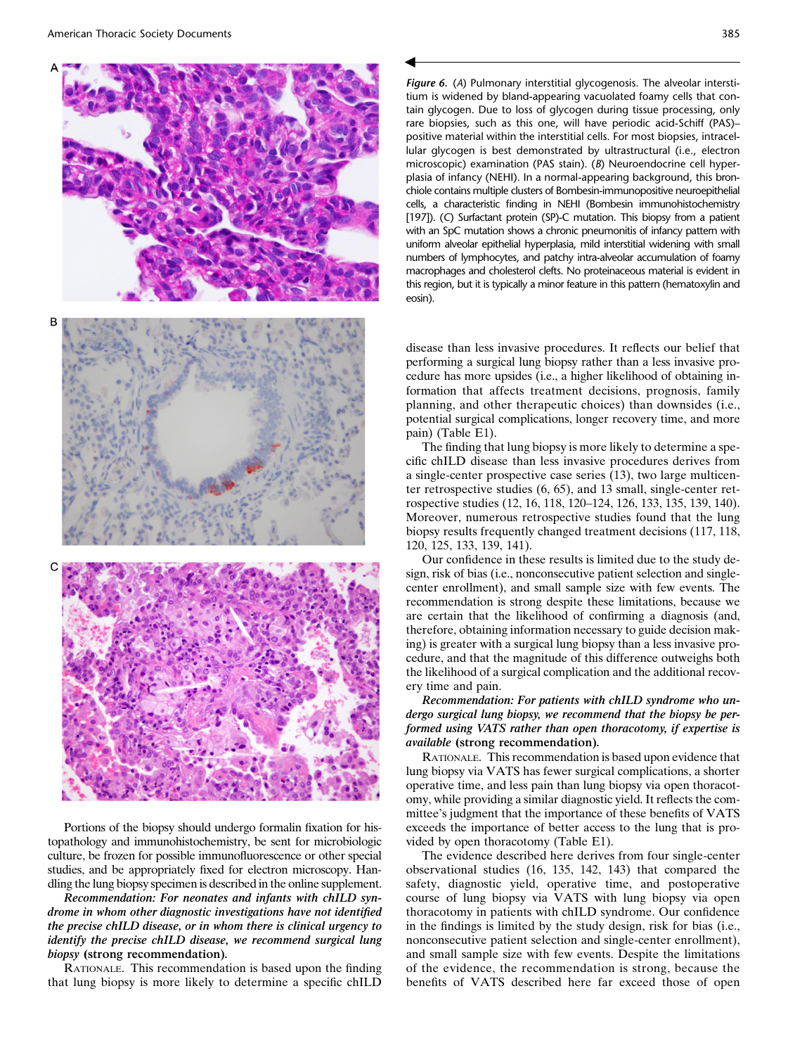*Figure 6.* (*A*) Pulmonary interstitial glycogenosis. The alveolar interstitium is widened by bland-appearing vacuolated foamy cells that contain glycogen. Due to loss of glycogen during tissue processing, only rare biopsies, such as this one, will have periodic acid-Schiff (PAS)–positive material within the interstitial cells. For most biopsies, intracellular glycogen is best demonstrated by ultrastructural (i.e., electron microscopic) examination (PAS stain). (*B*) Neuroendocrine cell hyperplasia of infancy (NEHI). In a normal-appearing background, this bronchiole contains multiple clusters of Bombesin-immunopositive neuroepithelial cells, a characteristic finding in NEHI (Bombesin immunohistochemistry [197]). (*C*) Surfactant protein (SP)-C mutation. This biopsy from a patient with an SpC mutation shows a chronic pneumonitis of infancy pattern with uniform alveolar epithelial hyperplasia, mild interstitial widening with small numbers of lymphocytes, and patchy intra-alveolar accumulation of foamy macrophages and cholesterol clefts. No proteinaceous material is evident in this region, but it is typically a minor feature in this pattern (hematoxylin and eosin).

Portions of the biopsy should undergo formalin fixation for histopathology and immunohistochemistry, be sent for microbiologic culture, be frozen for possible immunofluorescence or other special studies, and be appropriately fixed for electron microscopy. Handling the lung biopsy specimen is described in the online supplement.

***Recommendation: For neonates and infants with chILD syndrome in whom other diagnostic investigations have not identified the precise chILD disease, or in whom there is clinical urgency to identify the precise chILD disease, we recommend surgical lung biopsy*** **(strong recommendation).**

RATIONALE. This recommendation is based upon the finding that lung biopsy is more likely to determine a specific chILD disease than less invasive procedures. It reflects our belief that performing a surgical lung biopsy rather than a less invasive procedure has more upsides (i.e., a higher likelihood of obtaining information that affects treatment decisions, prognosis, family planning, and other therapeutic choices) than downsides (i.e., potential surgical complications, longer recovery time, and more pain) (Table E1).

The finding that lung biopsy is more likely to determine a specific chILD disease than less invasive procedures derives from a single-center prospective case series (13), two large multicenter retrospective studies (6, 65), and 13 small, single-center retrospective studies (12, 16, 118, 120–124, 126, 133, 135, 139, 140). Moreover, numerous retrospective studies found that the lung biopsy results frequently changed treatment decisions (117, 118, 120, 125, 133, 139, 141).

Our confidence in these results is limited due to the study design, risk of bias (i.e., nonconsecutive patient selection and single-center enrollment), and small sample size with few events. The recommendation is strong despite these limitations, because we are certain that the likelihood of confirming a diagnosis (and, therefore, obtaining information necessary to guide decision making) is greater with a surgical lung biopsy than a less invasive procedure, and that the magnitude of this difference outweighs both the likelihood of a surgical complication and the additional recovery time and pain.

***Recommendation: For patients with chILD syndrome who undergo surgical lung biopsy, we recommend that the biopsy be performed using VATS rather than open thoracotomy, if expertise is available*** **(strong recommendation).**

RATIONALE. This recommendation is based upon evidence that lung biopsy via VATS has fewer surgical complications, a shorter operative time, and less pain than lung biopsy via open thoracotomy, while providing a similar diagnostic yield. It reflects the committee's judgment that the importance of these benefits of VATS exceeds the importance of better access to the lung that is provided by open thoracotomy (Table E1).

The evidence described here derives from four single-center observational studies (16, 135, 142, 143) that compared the safety, diagnostic yield, operative time, and postoperative course of lung biopsy via VATS with lung biopsy via open thoracotomy in patients with chILD syndrome. Our confidence in the findings is limited by the study design, risk for bias (i.e., nonconsecutive patient selection and single-center enrollment), and small sample size with few events. Despite the limitations of the evidence, the recommendation is strong, because the benefits of VATS described here far exceed those of open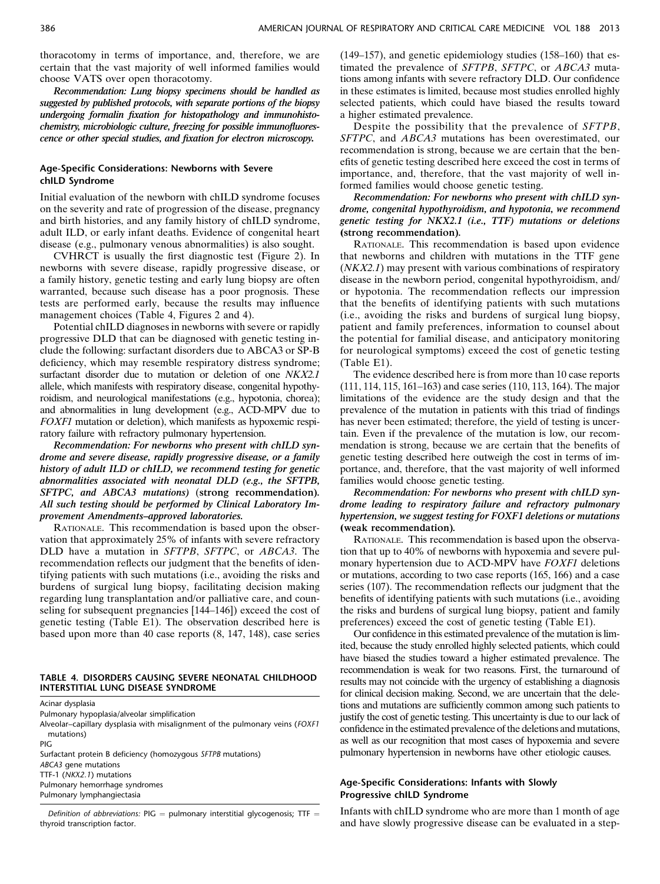thoracotomy in terms of importance, and, therefore, we are certain that the vast majority of well informed families would choose VATS over open thoracotomy.

***Recommendation: Lung biopsy specimens should be handled as suggested by published protocols, with separate portions of the biopsy undergoing formalin fixation for histopathology and immunohistochemistry, microbiologic culture, freezing for possible immunofluorescence or other special studies, and fixation for electron microscopy.***

### Age-Specific Considerations: Newborns with Severe chILD Syndrome

Initial evaluation of the newborn with chILD syndrome focuses on the severity and rate of progression of the disease, pregnancy and birth histories, and any family history of chILD syndrome, adult ILD, or early infant deaths. Evidence of congenital heart disease (e.g., pulmonary venous abnormalities) is also sought.

CVHRCT is usually the first diagnostic test (Figure 2). In newborns with severe disease, rapidly progressive disease, or a family history, genetic testing and early lung biopsy are often warranted, because such disease has a poor prognosis. These tests are performed early, because the results may influence management choices (Table 4, Figures 2 and 4).

Potential chILD diagnoses in newborns with severe or rapidly progressive DLD that can be diagnosed with genetic testing include the following: surfactant disorders due to ABCA3 or SP-B deficiency, which may resemble respiratory distress syndrome; surfactant disorder due to mutation or deletion of one *NKX2.1* allele, which manifests with respiratory disease, congenital hypothyroidism, and neurological manifestations (e.g., hypotonia, chorea); and abnormalities in lung development (e.g., ACD-MPV due to *FOXF1* mutation or deletion), which manifests as hypoxemic respiratory failure with refractory pulmonary hypertension.

***Recommendation: For newborns who present with chILD syndrome and severe disease, rapidly progressive disease, or a family history of adult ILD or chILD, we recommend testing for genetic abnormalities associated with neonatal DLD (e.g., the SFTPB, SFTPC, and ABCA3 mutations)* (strong recommendation). *All such testing should be performed by Clinical Laboratory Improvement Amendments–approved laboratories.***

RATIONALE. This recommendation is based upon the observation that approximately 25% of infants with severe refractory DLD have a mutation in *SFTPB*, *SFTPC*, or *ABCA3*. The recommendation reflects our judgment that the benefits of identifying patients with such mutations (i.e., avoiding the risks and burdens of surgical lung biopsy, facilitating decision making regarding lung transplantation and/or palliative care, and counseling for subsequent pregnancies [144–146]) exceed the cost of genetic testing (Table E1). The observation described here is based upon more than 40 case reports (8, 147, 148), case series (149–157), and genetic epidemiology studies (158–160) that estimated the prevalence of *SFTPB*, *SFTPC*, or *ABCA3* mutations among infants with severe refractory DLD. Our confidence in these estimates is limited, because most studies enrolled highly selected patients, which could have biased the results toward a higher estimated prevalence.

Despite the possibility that the prevalence of *SFTPB*, *SFTPC*, and *ABCA3* mutations has been overestimated, our recommendation is strong, because we are certain that the benefits of genetic testing described here exceed the cost in terms of importance, and, therefore, that the vast majority of well informed families would choose genetic testing.

***Recommendation: For newborns who present with chILD syndrome, congenital hypothyroidism, and hypotonia, we recommend genetic testing for NKX2.1 (i.e., TTF) mutations or deletions* (strong recommendation).**

RATIONALE. This recommendation is based upon evidence that newborns and children with mutations in the TTF gene (*NKX2.1*) may present with various combinations of respiratory disease in the newborn period, congenital hypothyroidism, and/or hypotonia. The recommendation reflects our impression that the benefits of identifying patients with such mutations (i.e., avoiding the risks and burdens of surgical lung biopsy, patient and family preferences, information to counsel about the potential for familial disease, and anticipatory monitoring for neurological symptoms) exceed the cost of genetic testing (Table E1).

The evidence described here is from more than 10 case reports (111, 114, 115, 161–163) and case series (110, 113, 164). The major limitations of the evidence are the study design and that the prevalence of the mutation in patients with this triad of findings has never been estimated; therefore, the yield of testing is uncertain. Even if the prevalence of the mutation is low, our recommendation is strong, because we are certain that the benefits of genetic testing described here outweigh the cost in terms of importance, and, therefore, that the vast majority of well informed families would choose genetic testing.

***Recommendation: For newborns who present with chILD syndrome leading to respiratory failure and refractory pulmonary hypertension, we suggest testing for FOXF1 deletions or mutations* (weak recommendation).**

RATIONALE. This recommendation is based upon the observation that up to 40% of newborns with hypoxemia and severe pulmonary hypertension due to ACD-MPV have *FOXF1* deletions or mutations, according to two case reports (165, 166) and a case series (107). The recommendation reflects our judgment that the benefits of identifying patients with such mutations (i.e., avoiding the risks and burdens of surgical lung biopsy, patient and family preferences) exceed the cost of genetic testing (Table E1).

Our confidence in this estimated prevalence of the mutation is limited, because the study enrolled highly selected patients, which could have biased the studies toward a higher estimated prevalence. The recommendation is weak for two reasons. First, the turnaround of results may not coincide with the urgency of establishing a diagnosis for clinical decision making. Second, we are uncertain that the deletions and mutations are sufficiently common among such patients to justify the cost of genetic testing. This uncertainty is due to our lack of confidence in the estimated prevalence of the deletions and mutations, as well as our recognition that most cases of hypoxemia and severe pulmonary hypertension in newborns have other etiologic causes.

### Age-Specific Considerations: Infants with Slowly Progressive chILD Syndrome

Infants with chILD syndrome who are more than 1 month of age and have slowly progressive disease can be evaluated in a step-

**TABLE 4. DISORDERS CAUSING SEVERE NEONATAL CHILDHOOD INTERSTITIAL LUNG DISEASE SYNDROME**

| |
|---|
| Acinar dysplasia |
| Pulmonary hypoplasia/alveolar simplification |
| Alveolar–capillary dysplasia with misalignment of the pulmonary veins (*FOXF1* mutations) |
| PIG |
| Surfactant protein B deficiency (homozygous *SFTPB* mutations) |
| *ABCA3* gene mutations |
| TTF-1 (*NKX2.1*) mutations |
| Pulmonary hemorrhage syndromes |
| Pulmonary lymphangiectasia |

*Definition of abbreviations:* PIG = pulmonary interstitial glycogenosis; TTF = thyroid transcription factor.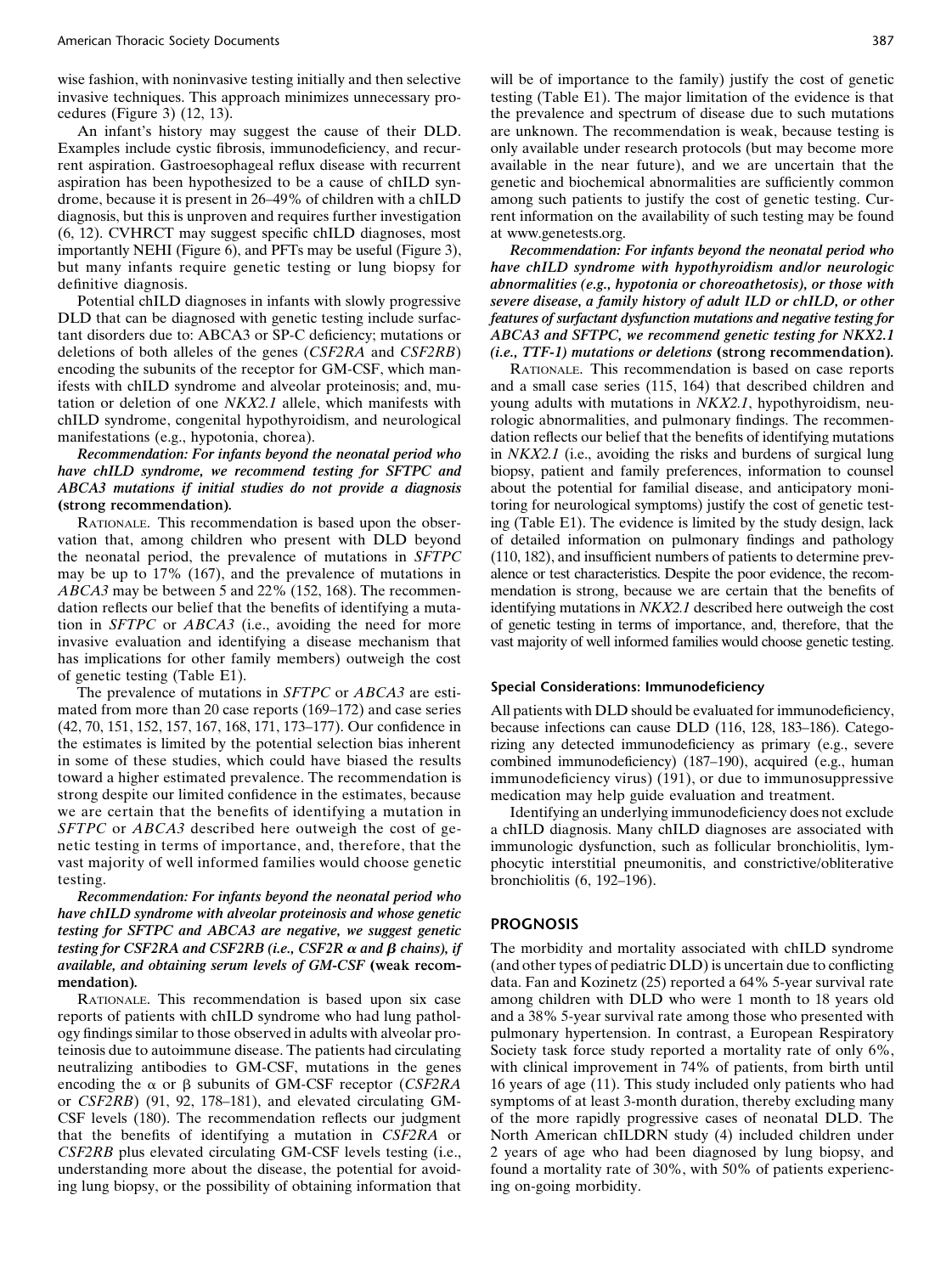wise fashion, with noninvasive testing initially and then selective invasive techniques. This approach minimizes unnecessary procedures (Figure 3) (12, 13).

An infant's history may suggest the cause of their DLD. Examples include cystic fibrosis, immunodeficiency, and recurrent aspiration. Gastroesophageal reflux disease with recurrent aspiration has been hypothesized to be a cause of chILD syndrome, because it is present in 26–49% of children with a chILD diagnosis, but this is unproven and requires further investigation (6, 12). CVHRCT may suggest specific chILD diagnoses, most importantly NEHI (Figure 6), and PFTs may be useful (Figure 3), but many infants require genetic testing or lung biopsy for definitive diagnosis.

Potential chILD diagnoses in infants with slowly progressive DLD that can be diagnosed with genetic testing include surfactant disorders due to: ABCA3 or SP-C deficiency; mutations or deletions of both alleles of the genes (*CSF2RA* and *CSF2RB*) encoding the subunits of the receptor for GM-CSF, which manifests with chILD syndrome and alveolar proteinosis; and, mutation or deletion of one *NKX2.1* allele, which manifests with chILD syndrome, congenital hypothyroidism, and neurological manifestations (e.g., hypotonia, chorea).

***Recommendation: For infants beyond the neonatal period who have chILD syndrome, we recommend testing for SFTPC and ABCA3 mutations if initial studies do not provide a diagnosis*** **(strong recommendation).**

RATIONALE. This recommendation is based upon the observation that, among children who present with DLD beyond the neonatal period, the prevalence of mutations in *SFTPC* may be up to 17% (167), and the prevalence of mutations in *ABCA3* may be between 5 and 22% (152, 168). The recommendation reflects our belief that the benefits of identifying a mutation in *SFTPC* or *ABCA3* (i.e., avoiding the need for more invasive evaluation and identifying a disease mechanism that has implications for other family members) outweigh the cost of genetic testing (Table E1).

The prevalence of mutations in *SFTPC* or *ABCA3* are estimated from more than 20 case reports (169–172) and case series (42, 70, 151, 152, 157, 167, 168, 171, 173–177). Our confidence in the estimates is limited by the potential selection bias inherent in some of these studies, which could have biased the results toward a higher estimated prevalence. The recommendation is strong despite our limited confidence in the estimates, because we are certain that the benefits of identifying a mutation in *SFTPC* or *ABCA3* described here outweigh the cost of genetic testing in terms of importance, and, therefore, that the vast majority of well informed families would choose genetic testing.

***Recommendation: For infants beyond the neonatal period who have chILD syndrome with alveolar proteinosis and whose genetic testing for SFTPC and ABCA3 are negative, we suggest genetic testing for CSF2RA and CSF2RB (i.e., CSF2R $\alpha$ and $\beta$ chains), if available, and obtaining serum levels of GM-CSF*** **(weak recommendation).**

RATIONALE. This recommendation is based upon six case reports of patients with chILD syndrome who had lung pathology findings similar to those observed in adults with alveolar proteinosis due to autoimmune disease. The patients had circulating neutralizing antibodies to GM-CSF, mutations in the genes encoding the $\alpha$ or $\beta$ subunits of GM-CSF receptor (*CSF2RA* or *CSF2RB*) (91, 92, 178–181), and elevated circulating GM-CSF levels (180). The recommendation reflects our judgment that the benefits of identifying a mutation in *CSF2RA* or *CSF2RB* plus elevated circulating GM-CSF levels testing (i.e., understanding more about the disease, the potential for avoiding lung biopsy, or the possibility of obtaining information that will be of importance to the family) justify the cost of genetic testing (Table E1). The major limitation of the evidence is that the prevalence and spectrum of disease due to such mutations are unknown. The recommendation is weak, because testing is only available under research protocols (but may become more available in the near future), and we are uncertain that the genetic and biochemical abnormalities are sufficiently common among such patients to justify the cost of genetic testing. Current information on the availability of such testing may be found at www.genetests.org.

***Recommendation: For infants beyond the neonatal period who have chILD syndrome with hypothyroidism and/or neurologic abnormalities (e.g., hypotonia or choreoathetosis), or those with severe disease, a family history of adult ILD or chILD, or other features of surfactant dysfunction mutations and negative testing for ABCA3 and SFTPC, we recommend genetic testing for NKX2.1 (i.e., TTF-1) mutations or deletions*** **(strong recommendation).**

RATIONALE. This recommendation is based on case reports and a small case series (115, 164) that described children and young adults with mutations in *NKX2.1*, hypothyroidism, neurologic abnormalities, and pulmonary findings. The recommendation reflects our belief that the benefits of identifying mutations in *NKX2.1* (i.e., avoiding the risks and burdens of surgical lung biopsy, patient and family preferences, information to counsel about the potential for familial disease, and anticipatory monitoring for neurological symptoms) justify the cost of genetic testing (Table E1). The evidence is limited by the study design, lack of detailed information on pulmonary findings and pathology (110, 182), and insufficient numbers of patients to determine prevalence or test characteristics. Despite the poor evidence, the recommendation is strong, because we are certain that the benefits of identifying mutations in *NKX2.1* described here outweigh the cost of genetic testing in terms of importance, and, therefore, that the vast majority of well informed families would choose genetic testing.

### Special Considerations: Immunodeficiency

All patients with DLD should be evaluated for immunodeficiency, because infections can cause DLD (116, 128, 183–186). Categorizing any detected immunodeficiency as primary (e.g., severe combined immunodeficiency) (187–190), acquired (e.g., human immunodeficiency virus) (191), or due to immunosuppressive medication may help guide evaluation and treatment.

Identifying an underlying immunodeficiency does not exclude a chILD diagnosis. Many chILD diagnoses are associated with immunologic dysfunction, such as follicular bronchiolitis, lymphocytic interstitial pneumonitis, and constrictive/obliterative bronchiolitis (6, 192–196).

## PROGNOSIS

The morbidity and mortality associated with chILD syndrome (and other types of pediatric DLD) is uncertain due to conflicting data. Fan and Kozinetz (25) reported a 64% 5-year survival rate among children with DLD who were 1 month to 18 years old and a 38% 5-year survival rate among those who presented with pulmonary hypertension. In contrast, a European Respiratory Society task force study reported a mortality rate of only 6%, with clinical improvement in 74% of patients, from birth until 16 years of age (11). This study included only patients who had symptoms of at least 3-month duration, thereby excluding many of the more rapidly progressive cases of neonatal DLD. The North American chILDRN study (4) included children under 2 years of age who had been diagnosed by lung biopsy, and found a mortality rate of 30%, with 50% of patients experiencing on-going morbidity.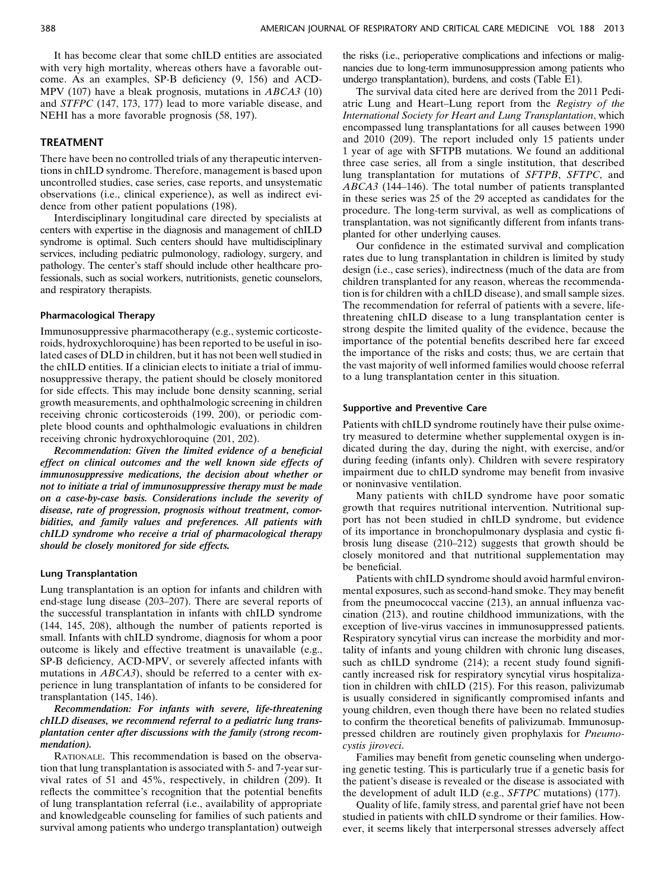It has become clear that some chILD entities are associated with very high mortality, whereas others have a favorable outcome. As an examples, SP-B deficiency (9, 156) and ACD-MPV (107) have a bleak prognosis, mutations in *ABCA3* (10) and *STFPC* (147, 173, 177) lead to more variable disease, and NEHI has a more favorable prognosis (58, 197).

## TREATMENT

There have been no controlled trials of any therapeutic interventions in chILD syndrome. Therefore, management is based upon uncontrolled studies, case series, case reports, and unsystematic observations (i.e., clinical experience), as well as indirect evidence from other patient populations (198).

Interdisciplinary longitudinal care directed by specialists at centers with expertise in the diagnosis and management of chILD syndrome is optimal. Such centers should have multidisciplinary services, including pediatric pulmonology, radiology, surgery, and pathology. The center's staff should include other healthcare professionals, such as social workers, nutritionists, genetic counselors, and respiratory therapists.

### Pharmacological Therapy

Immunosuppressive pharmacotherapy (e.g., systemic corticosteroids, hydroxychloroquine) has been reported to be useful in isolated cases of DLD in children, but it has not been well studied in the chILD entities. If a clinician elects to initiate a trial of immunosuppressive therapy, the patient should be closely monitored for side effects. This may include bone density scanning, serial growth measurements, and ophthalmologic screening in children receiving chronic corticosteroids (199, 200), or periodic complete blood counts and ophthalmologic evaluations in children receiving chronic hydroxychloroquine (201, 202).

***Recommendation: Given the limited evidence of a beneficial effect on clinical outcomes and the well known side effects of immunosuppressive medications, the decision about whether or not to initiate a trial of immunosuppressive therapy must be made on a case-by-case basis. Considerations include the severity of disease, rate of progression, prognosis without treatment, comorbidities, and family values and preferences. All patients with chILD syndrome who receive a trial of pharmacological therapy should be closely monitored for side effects.***

### Lung Transplantation

Lung transplantation is an option for infants and children with end-stage lung disease (203–207). There are several reports of the successful transplantation in infants with chILD syndrome (144, 145, 208), although the number of patients reported is small. Infants with chILD syndrome, diagnosis for whom a poor outcome is likely and effective treatment is unavailable (e.g., SP-B deficiency, ACD-MPV, or severely affected infants with mutations in *ABCA3*), should be referred to a center with experience in lung transplantation of infants to be considered for transplantation (145, 146).

***Recommendation: For infants with severe, life-threatening chILD diseases, we recommend referral to a pediatric lung transplantation center after discussions with the family (strong recommendation).***

RATIONALE. This recommendation is based on the observation that lung transplantation is associated with 5- and 7-year survival rates of 51 and 45%, respectively, in children (209). It reflects the committee's recognition that the potential benefits of lung transplantation referral (i.e., availability of appropriate and knowledgeable counseling for families of such patients and survival among patients who undergo transplantation) outweigh the risks (i.e., perioperative complications and infections or malignancies due to long-term immunosuppression among patients who undergo transplantation), burdens, and costs (Table E1).

The survival data cited here are derived from the 2011 Pediatric Lung and Heart–Lung report from the *Registry of the International Society for Heart and Lung Transplantation*, which encompassed lung transplantations for all causes between 1990 and 2010 (209). The report included only 15 patients under 1 year of age with SFTPB mutations. We found an additional three case series, all from a single institution, that described lung transplantation for mutations of *SFTPB*, *SFTPC*, and *ABCA3* (144–146). The total number of patients transplanted in these series was 25 of the 29 accepted as candidates for the procedure. The long-term survival, as well as complications of transplantation, was not significantly different from infants transplanted for other underlying causes.

Our confidence in the estimated survival and complication rates due to lung transplantation in children is limited by study design (i.e., case series), indirectness (much of the data are from children transplanted for any reason, whereas the recommendation is for children with a chILD disease), and small sample sizes. The recommendation for referral of patients with a severe, life-threatening chILD disease to a lung transplantation center is strong despite the limited quality of the evidence, because the importance of the potential benefits described here far exceed the importance of the risks and costs; thus, we are certain that the vast majority of well informed families would choose referral to a lung transplantation center in this situation.

### Supportive and Preventive Care

Patients with chILD syndrome routinely have their pulse oximetry measured to determine whether supplemental oxygen is indicated during the day, during the night, with exercise, and/or during feeding (infants only). Children with severe respiratory impairment due to chILD syndrome may benefit from invasive or noninvasive ventilation.

Many patients with chILD syndrome have poor somatic growth that requires nutritional intervention. Nutritional support has not been studied in chILD syndrome, but evidence of its importance in bronchopulmonary dysplasia and cystic fibrosis lung disease (210–212) suggests that growth should be closely monitored and that nutritional supplementation may be beneficial.

Patients with chILD syndrome should avoid harmful environmental exposures, such as second-hand smoke. They may benefit from the pneumococcal vaccine (213), an annual influenza vaccination (213), and routine childhood immunizations, with the exception of live-virus vaccines in immunosuppressed patients. Respiratory syncytial virus can increase the morbidity and mortality of infants and young children with chronic lung diseases, such as chILD syndrome (214); a recent study found significantly increased risk for respiratory syncytial virus hospitalization in children with chILD (215). For this reason, palivizumab is usually considered in significantly compromised infants and young children, even though there have been no related studies to confirm the theoretical benefits of palivizumab. Immunosuppressed children are routinely given prophylaxis for *Pneumocystis jiroveci*.

Families may benefit from genetic counseling when undergoing genetic testing. This is particularly true if a genetic basis for the patient's disease is revealed or the disease is associated with the development of adult ILD (e.g., *SFTPC* mutations) (177).

Quality of life, family stress, and parental grief have not been studied in patients with chILD syndrome or their families. However, it seems likely that interpersonal stresses adversely affect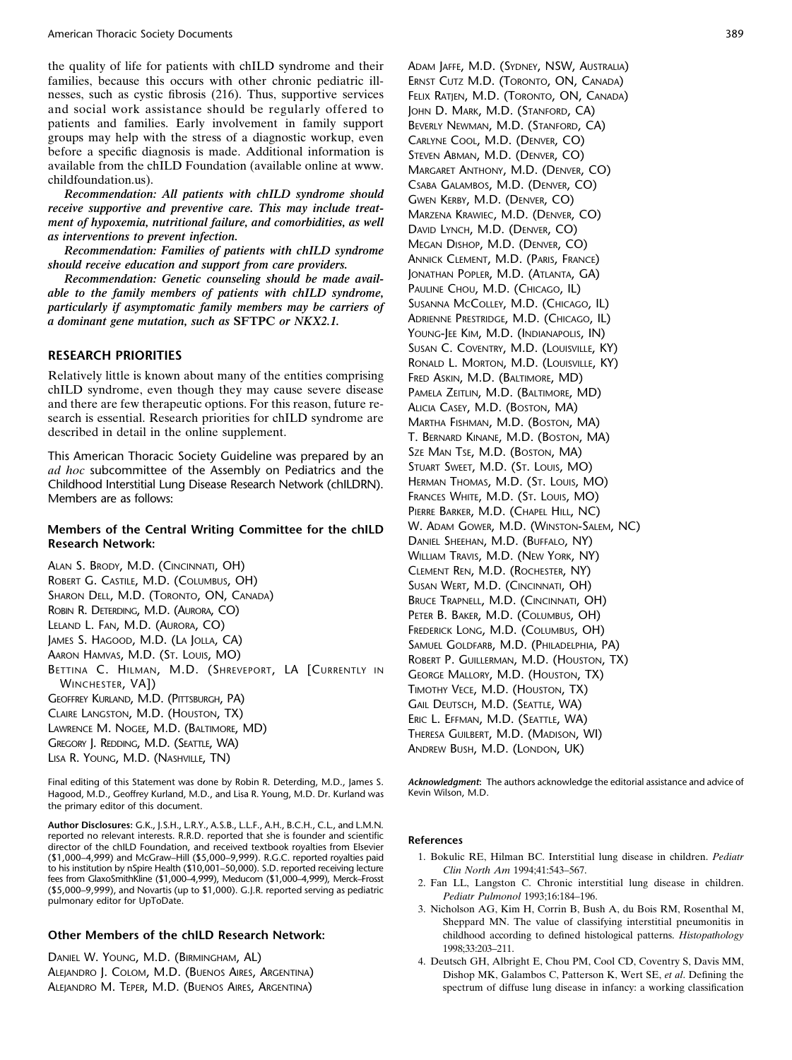the quality of life for patients with chILD syndrome and their families, because this occurs with other chronic pediatric illnesses, such as cystic fibrosis (216). Thus, supportive services and social work assistance should be regularly offered to patients and families. Early involvement in family support groups may help with the stress of a diagnostic workup, even before a specific diagnosis is made. Additional information is available from the chILD Foundation (available online at www.childfoundation.us).

***Recommendation: All patients with chILD syndrome should receive supportive and preventive care. This may include treatment of hypoxemia, nutritional failure, and comorbidities, as well as interventions to prevent infection.***

***Recommendation: Families of patients with chILD syndrome should receive education and support from care providers.***

***Recommendation: Genetic counseling should be made available to the family members of patients with chILD syndrome, particularly if asymptomatic family members may be carriers of a dominant gene mutation, such as* SFTPC *or NKX2.1.***

## RESEARCH PRIORITIES

Relatively little is known about many of the entities comprising chILD syndrome, even though they may cause severe disease and there are few therapeutic options. For this reason, future research is essential. Research priorities for chILD syndrome are described in detail in the online supplement.

This American Thoracic Society Guideline was prepared by an *ad hoc* subcommittee of the Assembly on Pediatrics and the Childhood Interstitial Lung Disease Research Network (chILDRN). Members are as follows:

### Members of the Central Writing Committee for the chILD Research Network:

Alan S. Brody, M.D. (Cincinnati, OH)
Robert G. Castile, M.D. (Columbus, OH)
Sharon Dell, M.D. (Toronto, ON, Canada)
Robin R. Deterding, M.D. (Aurora, CO)
Leland L. Fan, M.D. (Aurora, CO)
James S. Hagood, M.D. (La Jolla, CA)
Aaron Hamvas, M.D. (St. Louis, MO)
Bettina C. Hilman, M.D. (Shreveport, LA [Currently in Winchester, VA])
Geoffrey Kurland, M.D. (Pittsburgh, PA)
Claire Langston, M.D. (Houston, TX)
Lawrence M. Nogee, M.D. (Baltimore, MD)
Gregory J. Redding, M.D. (Seattle, WA)
Lisa R. Young, M.D. (Nashville, TN)

Final editing of this Statement was done by Robin R. Deterding, M.D., James S. Hagood, M.D., Geoffrey Kurland, M.D., and Lisa R. Young, M.D. Dr. Kurland was the primary editor of this document.

**Author Disclosures:** G.K., J.S.H., L.R.Y., A.S.B., L.L.F., A.H., B.C.H., C.L., and L.M.N. reported no relevant interests. R.R.D. reported that she is founder and scientific director of the chILD Foundation, and received textbook royalties from Elsevier ($1,000–4,999) and McGraw–Hill ($5,000–9,999). R.G.C. reported royalties paid to his institution by nSpire Health ($10,001–50,000). S.D. reported receiving lecture fees from GlaxoSmithKline ($1,000–4,999), Meducom ($1,000–4,999), Merck–Frosst ($5,000–9,999), and Novartis (up to $1,000). G.J.R. reported serving as pediatric pulmonary editor for UpToDate.

### Other Members of the chILD Research Network:

Daniel W. Young, M.D. (Birmingham, AL)
Alejandro J. Colom, M.D. (Buenos Aires, Argentina)
Alejandro M. Teper, M.D. (Buenos Aires, Argentina)
Adam Jaffe, M.D. (Sydney, NSW, Australia)
Ernst Cutz M.D. (Toronto, ON, Canada)
Felix Ratjen, M.D. (Toronto, ON, Canada)
John D. Mark, M.D. (Stanford, CA)
Beverly Newman, M.D. (Stanford, CA)
Carlyne Cool, M.D. (Denver, CO)
Steven Abman, M.D. (Denver, CO)
Margaret Anthony, M.D. (Denver, CO)
Csaba Galambos, M.D. (Denver, CO)
Gwen Kerby, M.D. (Denver, CO)
Marzena Krawiec, M.D. (Denver, CO)
David Lynch, M.D. (Denver, CO)
Megan Dishop, M.D. (Denver, CO)
Annick Clement, M.D. (Paris, France)
Jonathan Popler, M.D. (Atlanta, GA)
Pauline Chou, M.D. (Chicago, IL)
Susanna McColley, M.D. (Chicago, IL)
Adrienne Prestridge, M.D. (Chicago, IL)
Young-Jee Kim, M.D. (Indianapolis, IN)
Susan C. Coventry, M.D. (Louisville, KY)
Ronald L. Morton, M.D. (Louisville, KY)
Fred Askin, M.D. (Baltimore, MD)
Pamela Zeitlin, M.D. (Baltimore, MD)
Alicia Casey, M.D. (Boston, MA)
Martha Fishman, M.D. (Boston, MA)
T. Bernard Kinane, M.D. (Boston, MA)
Sze Man Tse, M.D. (Boston, MA)
Stuart Sweet, M.D. (St. Louis, MO)
Herman Thomas, M.D. (St. Louis, MO)
Frances White, M.D. (St. Louis, MO)
Pierre Barker, M.D. (Chapel Hill, NC)
W. Adam Gower, M.D. (Winston-Salem, NC)
Daniel Sheehan, M.D. (Buffalo, NY)
William Travis, M.D. (New York, NY)
Clement Ren, M.D. (Rochester, NY)
Susan Wert, M.D. (Cincinnati, OH)
Bruce Trapnell, M.D. (Cincinnati, OH)
Peter B. Baker, M.D. (Columbus, OH)
Frederick Long, M.D. (Columbus, OH)
Samuel Goldfarb, M.D. (Philadelphia, PA)
Robert P. Guillerman, M.D. (Houston, TX)
George Mallory, M.D. (Houston, TX)
Timothy Vece, M.D. (Houston, TX)
Gail Deutsch, M.D. (Seattle, WA)
Eric L. Effman, M.D. (Seattle, WA)
Theresa Guilbert, M.D. (Madison, WI)
Andrew Bush, M.D. (London, UK)

***Acknowledgment*:** The authors acknowledge the editorial assistance and advice of Kevin Wilson, M.D.

## References

1. Bokulic RE, Hilman BC. Interstitial lung disease in children. *Pediatr Clin North Am* 1994;41:543–567.
2. Fan LL, Langston C. Chronic interstitial lung disease in children. *Pediatr Pulmonol* 1993;16:184–196.
3. Nicholson AG, Kim H, Corrin B, Bush A, du Bois RM, Rosenthal M, Sheppard MN. The value of classifying interstitial pneumonitis in childhood according to defined histological patterns. *Histopathology* 1998;33:203–211.
4. Deutsch GH, Albright E, Chou PM, Cool CD, Coventry S, Davis MM, Dishop MK, Galambos C, Patterson K, Wert SE, *et al*. Defining the spectrum of diffuse lung disease in infancy: a working classification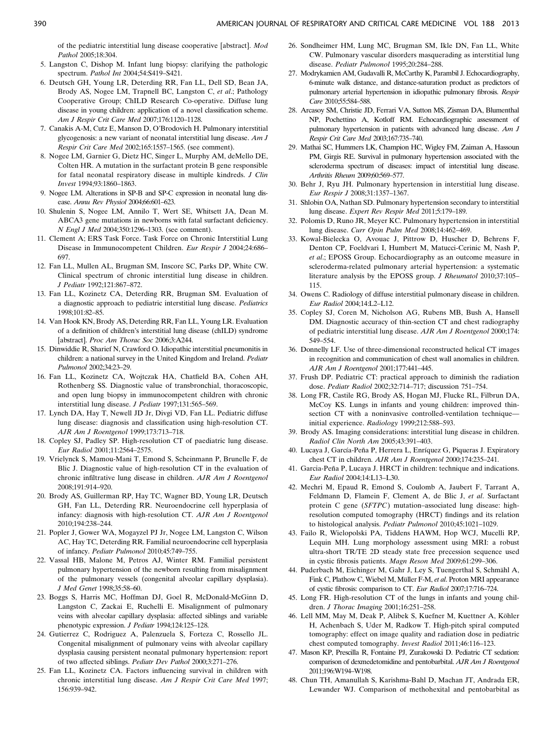of the pediatric interstitial lung disease cooperative [abstract]. *Mod Pathol* 2005;18:304.

5. Langston C, Dishop M. Infant lung biopsy: clarifying the pathologic spectrum. *Pathol Int* 2004;54:S419–S421.
6. Deutsch GH, Young LR, Deterding RR, Fan LL, Dell SD, Bean JA, Brody AS, Nogee LM, Trapnell BC, Langston C, *et al*.; Pathology Cooperative Group; ChILD Research Co-operative. Diffuse lung disease in young children: application of a novel classification scheme. *Am J Respir Crit Care Med* 2007;176:1120–1128.
7. Canakis A-M, Cutz E, Manson D, O'Brodovich H. Pulmonary interstitial glycogenosis: a new variant of neonatal interstitial lung disease. *Am J Respir Crit Care Med* 2002;165:1557–1565. (see comment).
8. Nogee LM, Garnier G, Dietz HC, Singer L, Murphy AM, deMello DE, Colten HR. A mutation in the surfactant protein B gene responsible for fatal neonatal respiratory disease in multiple kindreds. *J Clin Invest* 1994;93:1860–1863.
9. Nogee LM. Alterations in SP-B and SP-C expression in neonatal lung disease. *Annu Rev Physiol* 2004;66:601–623.
10. Shulenin S, Nogee LM, Annilo T, Wert SE, Whitsett JA, Dean M. ABCA3 gene mutations in newborns with fatal surfactant deficiency. *N Engl J Med* 2004;350:1296–1303. (see comment).
11. Clement A; ERS Task Force. Task Force on Chronic Interstitial Lung Disease in Immunocompetent Children. *Eur Respir J* 2004;24:686–697.
12. Fan LL, Mullen AL, Brugman SM, Inscore SC, Parks DP, White CW. Clinical spectrum of chronic interstitial lung disease in children. *J Pediatr* 1992;121:867–872.
13. Fan LL, Kozinetz CA, Deterding RR, Brugman SM. Evaluation of a diagnostic approach to pediatric interstitial lung disease. *Pediatrics* 1998;101:82–85.
14. Van Hook KN, Brody AS, Deterding RR, Fan LL, Young LR. Evaluation of a definition of children's interstitial lung disease (chILD) syndrome [abstract]. *Proc Am Thorac Soc* 2006;3:A244.
15. Dinwiddie R, Sharief N, Crawford O. Idiopathic interstitial pneumonitis in children: a national survey in the United Kingdom and Ireland. *Pediatr Pulmonol* 2002;34:23–29.
16. Fan LL, Kozinetz CA, Wojtczak HA, Chatfield BA, Cohen AH, Rothenberg SS. Diagnostic value of transbronchial, thoracoscopic, and open lung biopsy in immunocompetent children with chronic interstitial lung disease. *J Pediatr* 1997;131:565–569.
17. Lynch DA, Hay T, Newell JD Jr, Divgi VD, Fan LL. Pediatric diffuse lung disease: diagnosis and classification using high-resolution CT. *AJR Am J Roentgenol* 1999;173:713–718.
18. Copley SJ, Padley SP. High-resolution CT of paediatric lung disease. *Eur Radiol* 2001;11:2564–2575.
19. Vrielynck S, Mamou-Mani T, Emond S, Scheinmann P, Brunelle F, de Blic J. Diagnostic value of high-resolution CT in the evaluation of chronic infiltrative lung disease in children. *AJR Am J Roentgenol* 2008;191:914–920.
20. Brody AS, Guillerman RP, Hay TC, Wagner BD, Young LR, Deutsch GH, Fan LL, Deterding RR. Neuroendocrine cell hyperplasia of infancy: diagnosis with high-resolution CT. *AJR Am J Roentgenol* 2010;194:238–244.
21. Popler J, Gower WA, Mogayzel PJ Jr, Nogee LM, Langston C, Wilson AC, Hay TC, Deterding RR. Familial neuroendocrine cell hyperplasia of infancy. *Pediatr Pulmonol* 2010;45:749–755.
22. Vassal HB, Malone M, Petros AJ, Winter RM. Familial persistent pulmonary hypertension of the newborn resulting from misalignment of the pulmonary vessels (congenital alveolar capillary dysplasia). *J Med Genet* 1998;35:58–60.
23. Boggs S, Harris MC, Hoffman DJ, Goel R, McDonald-McGinn D, Langston C, Zackai E, Ruchelli E. Misalignment of pulmonary veins with alveolar capillary dysplasia: affected siblings and variable phenotypic expression. *J Pediatr* 1994;124:125–128.
24. Gutierrez C, Rodriguez A, Palenzuela S, Forteza C, Rossello JL. Congenital misalignment of pulmonary veins with alveolar capillary dysplasia causing persistent neonatal pulmonary hypertension: report of two affected siblings. *Pediatr Dev Pathol* 2000;3:271–276.
25. Fan LL, Kozinetz CA. Factors influencing survival in children with chronic interstitial lung disease. *Am J Respir Crit Care Med* 1997; 156:939–942.
26. Sondheimer HM, Lung MC, Brugman SM, Ikle DN, Fan LL, White CW. Pulmonary vascular disorders masquerading as interstitial lung disease. *Pediatr Pulmonol* 1995;20:284–288.
27. Modrykamien AM, Gudavalli R, McCarthy K, Parambil J. Echocardiography, 6-minute walk distance, and distance-saturation product as predictors of pulmonary arterial hypertension in idiopathic pulmonary fibrosis. *Respir Care* 2010;55:584–588.
28. Arcasoy SM, Christie JD, Ferrari VA, Sutton MS, Zisman DA, Blumenthal NP, Pochettino A, Kotloff RM. Echocardiographic assessment of pulmonary hypertension in patients with advanced lung disease. *Am J Respir Crit Care Med* 2003;167:735–740.
29. Mathai SC, Hummers LK, Champion HC, Wigley FM, Zaiman A, Hassoun PM, Girgis RE. Survival in pulmonary hypertension associated with the scleroderma spectrum of diseases: impact of interstitial lung disease. *Arthritis Rheum* 2009;60:569–577.
30. Behr J, Ryu JH. Pulmonary hypertension in interstitial lung disease. *Eur Respir J* 2008;31:1357–1367.
31. Shlobin OA, Nathan SD. Pulmonary hypertension secondary to interstitial lung disease. *Expert Rev Respir Med* 2011;5:179–189.
32. Polomis D, Runo JR, Meyer KC. Pulmonary hypertension in interstitial lung disease. *Curr Opin Pulm Med* 2008;14:462–469.
33. Kowal-Bielecka O, Avouac J, Pittrow D, Huscher D, Behrens F, Denton CP, Foeldvari I, Humbert M, Matucci-Cerinic M, Nash P, *et al*.; EPOSS Group. Echocardiography as an outcome measure in scleroderma-related pulmonary arterial hypertension: a systematic literature analysis by the EPOSS group. *J Rheumatol* 2010;37:105–115.
34. Owens C. Radiology of diffuse interstitial pulmonary disease in children. *Eur Radiol* 2004;14:L2–L12.
35. Copley SJ, Coren M, Nicholson AG, Rubens MB, Bush A, Hansell DM. Diagnostic accuracy of thin-section CT and chest radiography of pediatric interstitial lung disease. *AJR Am J Roentgenol* 2000;174: 549–554.
36. Donnelly LF. Use of three-dimensional reconstructed helical CT images in recognition and communication of chest wall anomalies in children. *AJR Am J Roentgenol* 2001;177:441–445.
37. Frush DP. Pediatric CT: practical approach to diminish the radiation dose. *Pediatr Radiol* 2002;32:714–717; discussion 751–754.
38. Long FR, Castile RG, Brody AS, Hogan MJ, Flucke RL, Filbrun DA, McCoy KS. Lungs in infants and young children: improved thin-section CT with a noninvasive controlled-ventilation technique—initial experience. *Radiology* 1999;212:588–593.
39. Brody AS. Imaging considerations: interstitial lung disease in children. *Radiol Clin North Am* 2005;43:391–403.
40. Lucaya J, García-Peña P, Herrera L, Enríquez G, Piqueras J. Expiratory chest CT in children. *AJR Am J Roentgenol* 2000;174:235–241.
41. Garcia-Peña P, Lucaya J. HRCT in children: technique and indications. *Eur Radiol* 2004;14:L13–L30.
42. Mechri M, Epaud R, Emond S, Coulomb A, Jaubert F, Tarrant A, Feldmann D, Flamein F, Clement A, de Blic J, *et al*. Surfactant protein C gene (*SFTPC*) mutation–associated lung disease: high-resolution computed tomography (HRCT) findings and its relation to histological analysis. *Pediatr Pulmonol* 2010;45:1021–1029.
43. Failo R, Wielopolski PA, Tiddens HAWM, Hop WCJ, Mucelli RP, Lequin MH. Lung morphology assessment using MRI: a robust ultra-short TR/TE 2D steady state free precession sequence used in cystic fibrosis patients. *Magn Reson Med* 2009;61:299–306.
44. Puderbach M, Eichinger M, Gahr J, Ley S, Tuengerthal S, Schmähl A, Fink C, Plathow C, Wiebel M, Müller F-M, *et al*. Proton MRI appearance of cystic fibrosis: comparison to CT. *Eur Radiol* 2007;17:716–724.
45. Long FR. High-resolution CT of the lungs in infants and young children. *J Thorac Imaging* 2001;16:251–258.
46. Lell MM, May M, Deak P, Alibek S, Kuefner M, Kuettner A, Köhler H, Achenbach S, Uder M, Radkow T. High-pitch spiral computed tomography: effect on image quality and radiation dose in pediatric chest computed tomography. *Invest Radiol* 2011;46:116–123.
47. Mason KP, Prescilla R, Fontaine PJ, Zurakowski D. Pediatric CT sedation: comparison of dexmedetomidine and pentobarbital. *AJR Am J Roentgenol* 2011;196:W194–W198.
48. Chun TH, Amanullah S, Karishma-Bahl D, Machan JT, Andrada ER, Lewander WJ. Comparison of methohexital and pentobarbital as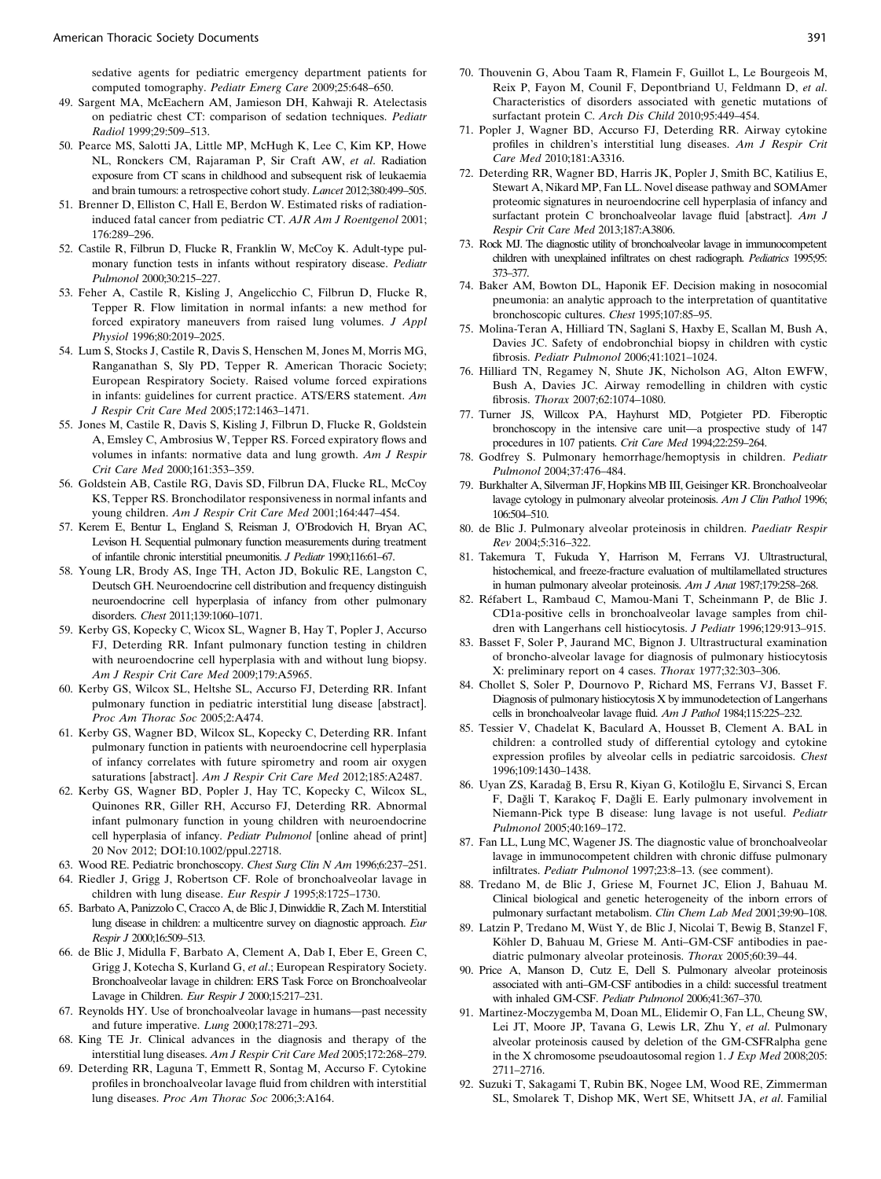sedative agents for pediatric emergency department patients for computed tomography. *Pediatr Emerg Care* 2009;25:648–650.

49. Sargent MA, McEachern AM, Jamieson DH, Kahwaji R. Atelectasis on pediatric chest CT: comparison of sedation techniques. *Pediatr Radiol* 1999;29:509–513.
50. Pearce MS, Salotti JA, Little MP, McHugh K, Lee C, Kim KP, Howe NL, Ronckers CM, Rajaraman P, Sir Craft AW, *et al*. Radiation exposure from CT scans in childhood and subsequent risk of leukaemia and brain tumours: a retrospective cohort study. *Lancet* 2012;380:499–505.
51. Brenner D, Elliston C, Hall E, Berdon W. Estimated risks of radiation-induced fatal cancer from pediatric CT. *AJR Am J Roentgenol* 2001; 176:289–296.
52. Castile R, Filbrun D, Flucke R, Franklin W, McCoy K. Adult-type pulmonary function tests in infants without respiratory disease. *Pediatr Pulmonol* 2000;30:215–227.
53. Feher A, Castile R, Kisling J, Angelicchio C, Filbrun D, Flucke R, Tepper R. Flow limitation in normal infants: a new method for forced expiratory maneuvers from raised lung volumes. *J Appl Physiol* 1996;80:2019–2025.
54. Lum S, Stocks J, Castile R, Davis S, Henschen M, Jones M, Morris MG, Ranganathan S, Sly PD, Tepper R. American Thoracic Society; European Respiratory Society. Raised volume forced expirations in infants: guidelines for current practice. ATS/ERS statement. *Am J Respir Crit Care Med* 2005;172:1463–1471.
55. Jones M, Castile R, Davis S, Kisling J, Filbrun D, Flucke R, Goldstein A, Emsley C, Ambrosius W, Tepper RS. Forced expiratory flows and volumes in infants: normative data and lung growth. *Am J Respir Crit Care Med* 2000;161:353–359.
56. Goldstein AB, Castile RG, Davis SD, Filbrun DA, Flucke RL, McCoy KS, Tepper RS. Bronchodilator responsiveness in normal infants and young children. *Am J Respir Crit Care Med* 2001;164:447–454.
57. Kerem E, Bentur L, England S, Reisman J, O'Brodovich H, Bryan AC, Levison H. Sequential pulmonary function measurements during treatment of infantile chronic interstitial pneumonitis. *J Pediatr* 1990;116:61–67.
58. Young LR, Brody AS, Inge TH, Acton JD, Bokulic RE, Langston C, Deutsch GH. Neuroendocrine cell distribution and frequency distinguish neuroendocrine cell hyperplasia of infancy from other pulmonary disorders. *Chest* 2011;139:1060–1071.
59. Kerby GS, Kopecky C, Wicox SL, Wagner B, Hay T, Popler J, Accurso FJ, Deterding RR. Infant pulmonary function testing in children with neuroendocrine cell hyperplasia with and without lung biopsy. *Am J Respir Crit Care Med* 2009;179:A5965.
60. Kerby GS, Wilcox SL, Heltshe SL, Accurso FJ, Deterding RR. Infant pulmonary function in pediatric interstitial lung disease [abstract]. *Proc Am Thorac Soc* 2005;2:A474.
61. Kerby GS, Wagner BD, Wilcox SL, Kopecky C, Deterding RR. Infant pulmonary function in patients with neuroendocrine cell hyperplasia of infancy correlates with future spirometry and room air oxygen saturations [abstract]. *Am J Respir Crit Care Med* 2012;185:A2487.
62. Kerby GS, Wagner BD, Popler J, Hay TC, Kopecky C, Wilcox SL, Quinones RR, Giller RH, Accurso FJ, Deterding RR. Abnormal infant pulmonary function in young children with neuroendocrine cell hyperplasia of infancy. *Pediatr Pulmonol* [online ahead of print] 20 Nov 2012; DOI:10.1002/ppul.22718.
63. Wood RE. Pediatric bronchoscopy. *Chest Surg Clin N Am* 1996;6:237–251.
64. Riedler J, Grigg J, Robertson CF. Role of bronchoalveolar lavage in children with lung disease. *Eur Respir J* 1995;8:1725–1730.
65. Barbato A, Panizzolo C, Cracco A, de Blic J, Dinwiddie R, Zach M. Interstitial lung disease in children: a multicentre survey on diagnostic approach. *Eur Respir J* 2000;16:509–513.
66. de Blic J, Midulla F, Barbato A, Clement A, Dab I, Eber E, Green C, Grigg J, Kotecha S, Kurland G, *et al*.; European Respiratory Society. Bronchoalveolar lavage in children: ERS Task Force on Bronchoalveolar Lavage in Children. *Eur Respir J* 2000;15:217–231.
67. Reynolds HY. Use of bronchoalveolar lavage in humans—past necessity and future imperative. *Lung* 2000;178:271–293.
68. King TE Jr. Clinical advances in the diagnosis and therapy of the interstitial lung diseases. *Am J Respir Crit Care Med* 2005;172:268–279.
69. Deterding RR, Laguna T, Emmett R, Sontag M, Accurso F. Cytokine profiles in bronchoalveolar lavage fluid from children with interstitial lung diseases. *Proc Am Thorac Soc* 2006;3:A164.
70. Thouvenin G, Abou Taam R, Flamein F, Guillot L, Le Bourgeois M, Reix P, Fayon M, Counil F, Depontbriand U, Feldmann D, *et al*. Characteristics of disorders associated with genetic mutations of surfactant protein C. *Arch Dis Child* 2010;95:449–454.
71. Popler J, Wagner BD, Accurso FJ, Deterding RR. Airway cytokine profiles in children's interstitial lung diseases. *Am J Respir Crit Care Med* 2010;181:A3316.
72. Deterding RR, Wagner BD, Harris JK, Popler J, Smith BC, Katilius E, Stewart A, Nikard MP, Fan LL. Novel disease pathway and SOMAmer proteomic signatures in neuroendocrine cell hyperplasia of infancy and surfactant protein C bronchoalveolar lavage fluid [abstract]. *Am J Respir Crit Care Med* 2013;187:A3806.
73. Rock MJ. The diagnostic utility of bronchoalveolar lavage in immunocompetent children with unexplained infiltrates on chest radiograph. *Pediatrics* 1995;95: 373–377.
74. Baker AM, Bowton DL, Haponik EF. Decision making in nosocomial pneumonia: an analytic approach to the interpretation of quantitative bronchoscopic cultures. *Chest* 1995;107:85–95.
75. Molina-Teran A, Hilliard TN, Saglani S, Haxby E, Scallan M, Bush A, Davies JC. Safety of endobronchial biopsy in children with cystic fibrosis. *Pediatr Pulmonol* 2006;41:1021–1024.
76. Hilliard TN, Regamey N, Shute JK, Nicholson AG, Alton EWFW, Bush A, Davies JC. Airway remodelling in children with cystic fibrosis. *Thorax* 2007;62:1074–1080.
77. Turner JS, Willcox PA, Hayhurst MD, Potgieter PD. Fiberoptic bronchoscopy in the intensive care unit—a prospective study of 147 procedures in 107 patients. *Crit Care Med* 1994;22:259–264.
78. Godfrey S. Pulmonary hemorrhage/hemoptysis in children. *Pediatr Pulmonol* 2004;37:476–484.
79. Burkhalter A, Silverman JF, Hopkins MB III, Geisinger KR. Bronchoalveolar lavage cytology in pulmonary alveolar proteinosis. *Am J Clin Pathol* 1996; 106:504–510.
80. de Blic J. Pulmonary alveolar proteinosis in children. *Paediatr Respir Rev* 2004;5:316–322.
81. Takemura T, Fukuda Y, Harrison M, Ferrans VJ. Ultrastructural, histochemical, and freeze-fracture evaluation of multilamellated structures in human pulmonary alveolar proteinosis. *Am J Anat* 1987;179:258–268.
82. Réfabert L, Rambaud C, Mamou-Mani T, Scheinmann P, de Blic J. CD1a-positive cells in bronchoalveolar lavage samples from children with Langerhans cell histiocytosis. *J Pediatr* 1996;129:913–915.
83. Basset F, Soler P, Jaurand MC, Bignon J. Ultrastructural examination of broncho-alveolar lavage for diagnosis of pulmonary histiocytosis X: preliminary report on 4 cases. *Thorax* 1977;32:303–306.
84. Chollet S, Soler P, Dournovo P, Richard MS, Ferrans VJ, Basset F. Diagnosis of pulmonary histiocytosis X by immunodetection of Langerhans cells in bronchoalveolar lavage fluid. *Am J Pathol* 1984;115:225–232.
85. Tessier V, Chadelat K, Baculard A, Housset B, Clement A. BAL in children: a controlled study of differential cytology and cytokine expression profiles by alveolar cells in pediatric sarcoidosis. *Chest* 1996;109:1430–1438.
86. Uyan ZS, Karadağ B, Ersu R, Kiyan G, Kotiloğlu E, Sirvanci S, Ercan F, Dağli T, Karakoç F, Dağli E. Early pulmonary involvement in Niemann-Pick type B disease: lung lavage is not useful. *Pediatr Pulmonol* 2005;40:169–172.
87. Fan LL, Lung MC, Wagener JS. The diagnostic value of bronchoalveolar lavage in immunocompetent children with chronic diffuse pulmonary infiltrates. *Pediatr Pulmonol* 1997;23:8–13. (see comment).
88. Tredano M, de Blic J, Griese M, Fournet JC, Elion J, Bahuau M. Clinical biological and genetic heterogeneity of the inborn errors of pulmonary surfactant metabolism. *Clin Chem Lab Med* 2001;39:90–108.
89. Latzin P, Tredano M, Wüst Y, de Blic J, Nicolai T, Bewig B, Stanzel F, Köhler D, Bahuau M, Griese M. Anti–GM-CSF antibodies in paediatric pulmonary alveolar proteinosis. *Thorax* 2005;60:39–44.
90. Price A, Manson D, Cutz E, Dell S. Pulmonary alveolar proteinosis associated with anti–GM-CSF antibodies in a child: successful treatment with inhaled GM-CSF. *Pediatr Pulmonol* 2006;41:367–370.
91. Martinez-Moczygemba M, Doan ML, Elidemir O, Fan LL, Cheung SW, Lei JT, Moore JP, Tavana G, Lewis LR, Zhu Y, *et al*. Pulmonary alveolar proteinosis caused by deletion of the GM-CSFRalpha gene in the X chromosome pseudoautosomal region 1. *J Exp Med* 2008;205: 2711–2716.
92. Suzuki T, Sakagami T, Rubin BK, Nogee LM, Wood RE, Zimmerman SL, Smolarek T, Dishop MK, Wert SE, Whitsett JA, *et al*. Familial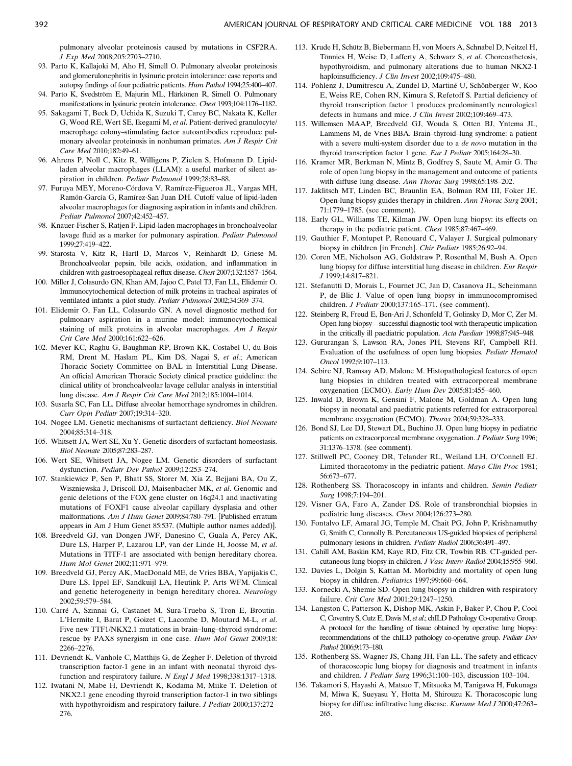pulmonary alveolar proteinosis caused by mutations in CSF2RA. *J Exp Med* 2008;205:2703–2710.

93. Parto K, Kallajoki M, Aho H, Simell O. Pulmonary alveolar proteinosis and glomerulonephritis in lysinuric protein intolerance: case reports and autopsy findings of four pediatric patients. *Hum Pathol* 1994;25:400–407.
94. Parto K, Svedström E, Majurin ML, Härkönen R, Simell O. Pulmonary manifestations in lysinuric protein intolerance. *Chest* 1993;104:1176–1182.
95. Sakagami T, Beck D, Uchida K, Suzuki T, Carey BC, Nakata K, Keller G, Wood RE, Wert SE, Ikegami M, *et al*. Patient-derived granulocyte/macrophage colony–stimulating factor autoantibodies reproduce pulmonary alveolar proteinosis in nonhuman primates. *Am J Respir Crit Care Med* 2010;182:49–61.
96. Ahrens P, Noll C, Kitz R, Willigens P, Zielen S, Hofmann D. Lipid-laden alveolar macrophages (LLAM): a useful marker of silent aspiration in children. *Pediatr Pulmonol* 1999;28:83–88.
97. Furuya MEY, Moreno-Córdova V, Ramírez-Figueroa JL, Vargas MH, Ramón-García G, Ramírez-San Juan DH. Cutoff value of lipid-laden alveolar macrophages for diagnosing aspiration in infants and children. *Pediatr Pulmonol* 2007;42:452–457.
98. Knauer-Fischer S, Ratjen F. Lipid-laden macrophages in bronchoalveolar lavage fluid as a marker for pulmonary aspiration. *Pediatr Pulmonol* 1999;27:419–422.
99. Starosta V, Kitz R, Hartl D, Marcos V, Reinhardt D, Griese M. Bronchoalveolar pepsin, bile acids, oxidation, and inflammation in children with gastroesophageal reflux disease. *Chest* 2007;132:1557–1564.
100. Miller J, Colasurdo GN, Khan AM, Jajoo C, Patel TJ, Fan LL, Elidemir O. Immunocytochemical detection of milk proteins in tracheal aspirates of ventilated infants: a pilot study. *Pediatr Pulmonol* 2002;34:369–374.
101. Elidemir O, Fan LL, Colasurdo GN. A novel diagnostic method for pulmonary aspiration in a murine model: immunocytochemical staining of milk proteins in alveolar macrophages. *Am J Respir Crit Care Med* 2000;161:622–626.
102. Meyer KC, Raghu G, Baughman RP, Brown KK, Costabel U, du Bois RM, Drent M, Haslam PL, Kim DS, Nagai S, *et al*.; American Thoracic Society Committee on BAL in Interstitial Lung Disease. An official American Thoracic Society clinical practice guideline: the clinical utility of bronchoalveolar lavage cellular analysis in interstitial lung disease. *Am J Respir Crit Care Med* 2012;185:1004–1014.
103. Susarla SC, Fan LL. Diffuse alveolar hemorrhage syndromes in children. *Curr Opin Pediatr* 2007;19:314–320.
104. Nogee LM. Genetic mechanisms of surfactant deficiency. *Biol Neonate* 2004;85:314–318.
105. Whitsett JA, Wert SE, Xu Y. Genetic disorders of surfactant homeostasis. *Biol Neonate* 2005;87:283–287.
106. Wert SE, Whitsett JA, Nogee LM. Genetic disorders of surfactant dysfunction. *Pediatr Dev Pathol* 2009;12:253–274.
107. Stankiewicz P, Sen P, Bhatt SS, Storer M, Xia Z, Bejjani BA, Ou Z, Wiszniewska J, Driscoll DJ, Maisenbacher MK, *et al*. Genomic and genic deletions of the FOX gene cluster on 16q24.1 and inactivating mutations of FOXF1 cause alveolar capillary dysplasia and other malformations. *Am J Hum Genet* 2009;84:780–791. [Published erratum appears in Am J Hum Genet 85:537. (Multiple author names added)].
108. Breedveld GJ, van Dongen JWF, Danesino C, Guala A, Percy AK, Dure LS, Harper P, Lazarou LP, van der Linde H, Joosse M, *et al*. Mutations in TITF-1 are associated with benign hereditary chorea. *Hum Mol Genet* 2002;11:971–979.
109. Breedveld GJ, Percy AK, MacDonald ME, de Vries BBA, Yapijakis C, Dure LS, Ippel EF, Sandkuijl LA, Heutink P, Arts WFM. Clinical and genetic heterogeneity in benign hereditary chorea. *Neurology* 2002;59:579–584.
110. Carré A, Szinnai G, Castanet M, Sura-Trueba S, Tron E, Broutin-L'Hermite I, Barat P, Goizet C, Lacombe D, Moutard M-L, *et al*. Five new TTF1/NKX2.1 mutations in brain–lung–thyroid syndrome: rescue by PAX8 synergism in one case. *Hum Mol Genet* 2009;18:2266–2276.
111. Devriendt K, Vanhole C, Matthijs G, de Zegher F. Deletion of thyroid transcription factor-1 gene in an infant with neonatal thyroid dysfunction and respiratory failure. *N Engl J Med* 1998;338:1317–1318.
112. Iwatani N, Mabe H, Devriendt K, Kodama M, Miike T. Deletion of NKX2.1 gene encoding thyroid transcription factor-1 in two siblings with hypothyroidism and respiratory failure. *J Pediatr* 2000;137:272–276.
113. Krude H, Schütz B, Biebermann H, von Moers A, Schnabel D, Neitzel H, Tönnies H, Weise D, Lafferty A, Schwarz S, *et al*. Choreoathetosis, hypothyroidism, and pulmonary alterations due to human NKX2-1 haploinsufficiency. *J Clin Invest* 2002;109:475–480.
114. Pohlenz J, Dumitrescu A, Zundel D, Martiné U, Schönberger W, Koo E, Weiss RE, Cohen RN, Kimura S, Refetoff S. Partial deficiency of thyroid transcription factor 1 produces predominantly neurological defects in humans and mice. *J Clin Invest* 2002;109:469–473.
115. Willemsen MAAP, Breedveld GJ, Wouda S, Otten BJ, Yntema JL, Lammens M, de Vries BBA. Brain–thyroid–lung syndrome: a patient with a severe multi-system disorder due to a *de novo* mutation in the thyroid transcription factor 1 gene. *Eur J Pediatr* 2005;164:28–30.
116. Kramer MR, Berkman N, Mintz B, Godfrey S, Saute M, Amir G. The role of open lung biopsy in the management and outcome of patients with diffuse lung disease. *Ann Thorac Surg* 1998;65:198–202.
117. Jaklitsch MT, Linden BC, Braunlin EA, Bolman RM III, Foker JE. Open-lung biopsy guides therapy in children. *Ann Thorac Surg* 2001;71:1779–1785. (see comment).
118. Early GL, Williams TE, Kilman JW. Open lung biopsy: its effects on therapy in the pediatric patient. *Chest* 1985;87:467–469.
119. Gauthier F, Montupet P, Renouard C, Valayer J. Surgical pulmonary biopsy in children [in French]. *Chir Pediatr* 1985;26:92–94.
120. Coren ME, Nicholson AG, Goldstraw P, Rosenthal M, Bush A. Open lung biopsy for diffuse interstitial lung disease in children. *Eur Respir J* 1999;14:817–821.
121. Stefanutti D, Morais L, Fournet JC, Jan D, Casanova JL, Scheinmann P, de Blic J. Value of open lung biopsy in immunocompromised children. *J Pediatr* 2000;137:165–171. (see comment).
122. Steinberg R, Freud E, Ben-Ari J, Schonfeld T, Golinsky D, Mor C, Zer M. Open lung biopsy—successful diagnostic tool with therapeutic implication in the critically ill paediatric population. *Acta Paediatr* 1998;87:945–948.
123. Gururangan S, Lawson RA, Jones PH, Stevens RF, Campbell RH. Evaluation of the usefulness of open lung biopsies. *Pediatr Hematol Oncol* 1992;9:107–113.
124. Sebire NJ, Ramsay AD, Malone M. Histopathological features of open lung biopsies in children treated with extracorporeal membrane oxygenation (ECMO). *Early Hum Dev* 2005;81:455–460.
125. Inwald D, Brown K, Gensini F, Malone M, Goldman A. Open lung biopsy in neonatal and paediatric patients referred for extracorporeal membrane oxygenation (ECMO). *Thorax* 2004;59:328–333.
126. Bond SJ, Lee DJ, Stewart DL, Buchino JJ. Open lung biopsy in pediatric patients on extracorporeal membrane oxygenation. *J Pediatr Surg* 1996;31:1376–1378. (see comment).
127. Stillwell PC, Cooney DR, Telander RL, Weiland LH, O'Connell EJ. Limited thoracotomy in the pediatric patient. *Mayo Clin Proc* 1981;56:673–677.
128. Rothenberg SS. Thoracoscopy in infants and children. *Semin Pediatr Surg* 1998;7:194–201.
129. Visner GA, Faro A, Zander DS. Role of transbronchial biopsies in pediatric lung diseases. *Chest* 2004;126:273–280.
130. Fontalvo LF, Amaral JG, Temple M, Chait PG, John P, Krishnamuthy G, Smith C, Connolly B. Percutaneous US-guided biopsies of peripheral pulmonary lesions in children. *Pediatr Radiol* 2006;36:491–497.
131. Cahill AM, Baskin KM, Kaye RD, Fitz CR, Towbin RB. CT-guided percutaneous lung biopsy in children. *J Vasc Interv Radiol* 2004;15:955–960.
132. Davies L, Dolgin S, Kattan M. Morbidity and mortality of open lung biopsy in children. *Pediatrics* 1997;99:660–664.
133. Kornecki A, Shemie SD. Open lung biopsy in children with respiratory failure. *Crit Care Med* 2001;29:1247–1250.
134. Langston C, Patterson K, Dishop MK, Askin F, Baker P, Chou P, Cool C, Coventry S, Cutz E, Davis M, *et al*.; chILD Pathology Co-operative Group. A protocol for the handling of tissue obtained by operative lung biopsy: recommendations of the chILD pathology co-operative group. *Pediatr Dev Pathol* 2006;9:173–180.
135. Rothenberg SS, Wagner JS, Chang JH, Fan LL. The safety and efficacy of thoracoscopic lung biopsy for diagnosis and treatment in infants and children. *J Pediatr Surg* 1996;31:100–103, discussion 103–104.
136. Takamori S, Hayashi A, Matsuo T, Mitsuoka M, Tanigawa H, Fukunaga M, Miwa K, Sueyasu Y, Hotta M, Shirouzu K. Thoracoscopic lung biopsy for diffuse infiltrative lung disease. *Kurume Med J* 2000;47:263–265.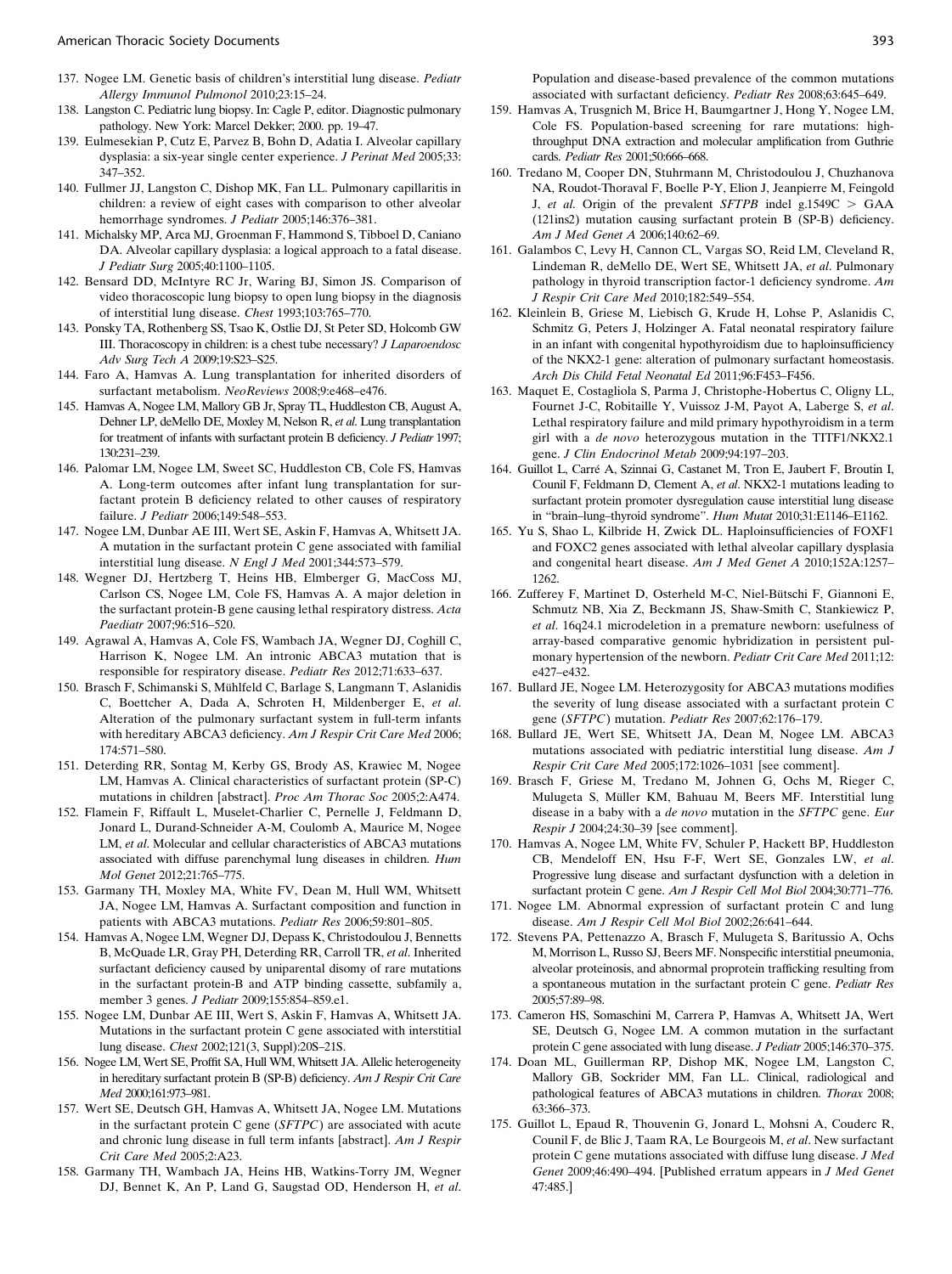137. Nogee LM. Genetic basis of children's interstitial lung disease. *Pediatr Allergy Immunol Pulmonol* 2010;23:15–24.
138. Langston C. Pediatric lung biopsy. In: Cagle P, editor. Diagnostic pulmonary pathology. New York: Marcel Dekker; 2000. pp. 19–47.
139. Eulmesekian P, Cutz E, Parvez B, Bohn D, Adatia I. Alveolar capillary dysplasia: a six-year single center experience. *J Perinat Med* 2005;33: 347–352.
140. Fullmer JJ, Langston C, Dishop MK, Fan LL. Pulmonary capillaritis in children: a review of eight cases with comparison to other alveolar hemorrhage syndromes. *J Pediatr* 2005;146:376–381.
141. Michalsky MP, Arca MJ, Groenman F, Hammond S, Tibboel D, Caniano DA. Alveolar capillary dysplasia: a logical approach to a fatal disease. *J Pediatr Surg* 2005;40:1100–1105.
142. Bensard DD, McIntyre RC Jr, Waring BJ, Simon JS. Comparison of video thoracoscopic lung biopsy to open lung biopsy in the diagnosis of interstitial lung disease. *Chest* 1993;103:765–770.
143. Ponsky TA, Rothenberg SS, Tsao K, Ostlie DJ, St Peter SD, Holcomb GW III. Thoracoscopy in children: is a chest tube necessary? *J Laparoendosc Adv Surg Tech A* 2009;19:S23–S25.
144. Faro A, Hamvas A. Lung transplantation for inherited disorders of surfactant metabolism. *NeoReviews* 2008;9:e468–e476.
145. Hamvas A, Nogee LM, Mallory GB Jr, Spray TL, Huddleston CB, August A, Dehner LP, deMello DE, Moxley M, Nelson R, *et al.* Lung transplantation for treatment of infants with surfactant protein B deficiency. *J Pediatr* 1997; 130:231–239.
146. Palomar LM, Nogee LM, Sweet SC, Huddleston CB, Cole FS, Hamvas A. Long-term outcomes after infant lung transplantation for surfactant protein B deficiency related to other causes of respiratory failure. *J Pediatr* 2006;149:548–553.
147. Nogee LM, Dunbar AE III, Wert SE, Askin F, Hamvas A, Whitsett JA. A mutation in the surfactant protein C gene associated with familial interstitial lung disease. *N Engl J Med* 2001;344:573–579.
148. Wegner DJ, Hertzberg T, Heins HB, Elmberger G, MacCoss MJ, Carlson CS, Nogee LM, Cole FS, Hamvas A. A major deletion in the surfactant protein-B gene causing lethal respiratory distress. *Acta Paediatr* 2007;96:516–520.
149. Agrawal A, Hamvas A, Cole FS, Wambach JA, Wegner DJ, Coghill C, Harrison K, Nogee LM. An intronic ABCA3 mutation that is responsible for respiratory disease. *Pediatr Res* 2012;71:633–637.
150. Brasch F, Schimanski S, Mühlfeld C, Barlage S, Langmann T, Aslanidis C, Boettcher A, Dada A, Schroten H, Mildenberger E, *et al*. Alteration of the pulmonary surfactant system in full-term infants with hereditary ABCA3 deficiency. *Am J Respir Crit Care Med* 2006; 174:571–580.
151. Deterding RR, Sontag M, Kerby GS, Brody AS, Krawiec M, Nogee LM, Hamvas A. Clinical characteristics of surfactant protein (SP-C) mutations in children [abstract]. *Proc Am Thorac Soc* 2005;2:A474.
152. Flamein F, Riffault L, Muselet-Charlier C, Pernelle J, Feldmann D, Jonard L, Durand-Schneider A-M, Coulomb A, Maurice M, Nogee LM, *et al*. Molecular and cellular characteristics of ABCA3 mutations associated with diffuse parenchymal lung diseases in children. *Hum Mol Genet* 2012;21:765–775.
153. Garmany TH, Moxley MA, White FV, Dean M, Hull WM, Whitsett JA, Nogee LM, Hamvas A. Surfactant composition and function in patients with ABCA3 mutations. *Pediatr Res* 2006;59:801–805.
154. Hamvas A, Nogee LM, Wegner DJ, Depass K, Christodoulou J, Bennetts B, McQuade LR, Gray PH, Deterding RR, Carroll TR, *et al.* Inherited surfactant deficiency caused by uniparental disomy of rare mutations in the surfactant protein-B and ATP binding cassette, subfamily a, member 3 genes. *J Pediatr* 2009;155:854–859.e1.
155. Nogee LM, Dunbar AE III, Wert S, Askin F, Hamvas A, Whitsett JA. Mutations in the surfactant protein C gene associated with interstitial lung disease. *Chest* 2002;121(3, Suppl):20S–21S.
156. Nogee LM, Wert SE, Proffit SA, Hull WM, Whitsett JA. Allelic heterogeneity in hereditary surfactant protein B (SP-B) deficiency. *Am J Respir Crit Care Med* 2000;161:973–981.
157. Wert SE, Deutsch GH, Hamvas A, Whitsett JA, Nogee LM. Mutations in the surfactant protein C gene (*SFTPC*) are associated with acute and chronic lung disease in full term infants [abstract]. *Am J Respir Crit Care Med* 2005;2:A23.
158. Garmany TH, Wambach JA, Heins HB, Watkins-Torry JM, Wegner DJ, Bennet K, An P, Land G, Saugstad OD, Henderson H, *et al.* Population and disease-based prevalence of the common mutations associated with surfactant deficiency. *Pediatr Res* 2008;63:645–649.
159. Hamvas A, Trusgnich M, Brice H, Baumgartner J, Hong Y, Nogee LM, Cole FS. Population-based screening for rare mutations: high-throughput DNA extraction and molecular amplification from Guthrie cards. *Pediatr Res* 2001;50:666–668.
160. Tredano M, Cooper DN, Stuhrmann M, Christodoulou J, Chuzhanova NA, Roudot-Thoraval F, Boelle P-Y, Elion J, Jeanpierre M, Feingold J, *et al.* Origin of the prevalent *SFTPB* indel g.1549C > GAA (121ins2) mutation causing surfactant protein B (SP-B) deficiency. *Am J Med Genet A* 2006;140:62–69.
161. Galambos C, Levy H, Cannon CL, Vargas SO, Reid LM, Cleveland R, Lindeman R, deMello DE, Wert SE, Whitsett JA, *et al*. Pulmonary pathology in thyroid transcription factor-1 deficiency syndrome. *Am J Respir Crit Care Med* 2010;182:549–554.
162. Kleinlein B, Griese M, Liebisch G, Krude H, Lohse P, Aslanidis C, Schmitz G, Peters J, Holzinger A. Fatal neonatal respiratory failure in an infant with congenital hypothyroidism due to haploinsufficiency of the NKX2-1 gene: alteration of pulmonary surfactant homeostasis. *Arch Dis Child Fetal Neonatal Ed* 2011;96:F453–F456.
163. Maquet E, Costagliola S, Parma J, Christophe-Hobertus C, Oligny LL, Fournet J-C, Robitaille Y, Vuissoz J-M, Payot A, Laberge S, *et al*. Lethal respiratory failure and mild primary hypothyroidism in a term girl with a *de novo* heterozygous mutation in the TITF1/NKX2.1 gene. *J Clin Endocrinol Metab* 2009;94:197–203.
164. Guillot L, Carré A, Szinnai G, Castanet M, Tron E, Jaubert F, Broutin I, Counil F, Feldmann D, Clement A, *et al*. NKX2-1 mutations leading to surfactant protein promoter dysregulation cause interstitial lung disease in "brain–lung–thyroid syndrome". *Hum Mutat* 2010;31:E1146–E1162.
165. Yu S, Shao L, Kilbride H, Zwick DL. Haploinsufficiencies of FOXF1 and FOXC2 genes associated with lethal alveolar capillary dysplasia and congenital heart disease. *Am J Med Genet A* 2010;152A:1257–1262.
166. Zufferey F, Martinet D, Osterheld M-C, Niel-Bütschi F, Giannoni E, Schmutz NB, Xia Z, Beckmann JS, Shaw-Smith C, Stankiewicz P, *et al*. 16q24.1 microdeletion in a premature newborn: usefulness of array-based comparative genomic hybridization in persistent pulmonary hypertension of the newborn. *Pediatr Crit Care Med* 2011;12: e427–e432.
167. Bullard JE, Nogee LM. Heterozygosity for ABCA3 mutations modifies the severity of lung disease associated with a surfactant protein C gene (*SFTPC*) mutation. *Pediatr Res* 2007;62:176–179.
168. Bullard JE, Wert SE, Whitsett JA, Dean M, Nogee LM. ABCA3 mutations associated with pediatric interstitial lung disease. *Am J Respir Crit Care Med* 2005;172:1026–1031 [see comment].
169. Brasch F, Griese M, Tredano M, Johnen G, Ochs M, Rieger C, Mulugeta S, Müller KM, Bahuau M, Beers MF. Interstitial lung disease in a baby with a *de novo* mutation in the *SFTPC* gene. *Eur Respir J* 2004;24:30–39 [see comment].
170. Hamvas A, Nogee LM, White FV, Schuler P, Hackett BP, Huddleston CB, Mendeloff EN, Hsu F-F, Wert SE, Gonzales LW, *et al*. Progressive lung disease and surfactant dysfunction with a deletion in surfactant protein C gene. *Am J Respir Cell Mol Biol* 2004;30:771–776.
171. Nogee LM. Abnormal expression of surfactant protein C and lung disease. *Am J Respir Cell Mol Biol* 2002;26:641–644.
172. Stevens PA, Pettenazzo A, Brasch F, Mulugeta S, Baritussio A, Ochs M, Morrison L, Russo SJ, Beers MF. Nonspecific interstitial pneumonia, alveolar proteinosis, and abnormal proprotein trafficking resulting from a spontaneous mutation in the surfactant protein C gene. *Pediatr Res* 2005;57:89–98.
173. Cameron HS, Somaschini M, Carrera P, Hamvas A, Whitsett JA, Wert SE, Deutsch G, Nogee LM. A common mutation in the surfactant protein C gene associated with lung disease. *J Pediatr* 2005;146:370–375.
174. Doan ML, Guillerman RP, Dishop MK, Nogee LM, Langston C, Mallory GB, Sockrider MM, Fan LL. Clinical, radiological and pathological features of ABCA3 mutations in children. *Thorax* 2008; 63:366–373.
175. Guillot L, Epaud R, Thouvenin G, Jonard L, Mohsni A, Couderc R, Counil F, de Blic J, Taam RA, Le Bourgeois M, *et al*. New surfactant protein C gene mutations associated with diffuse lung disease. *J Med Genet* 2009;46:490–494. [Published erratum appears in *J Med Genet* 47:485.]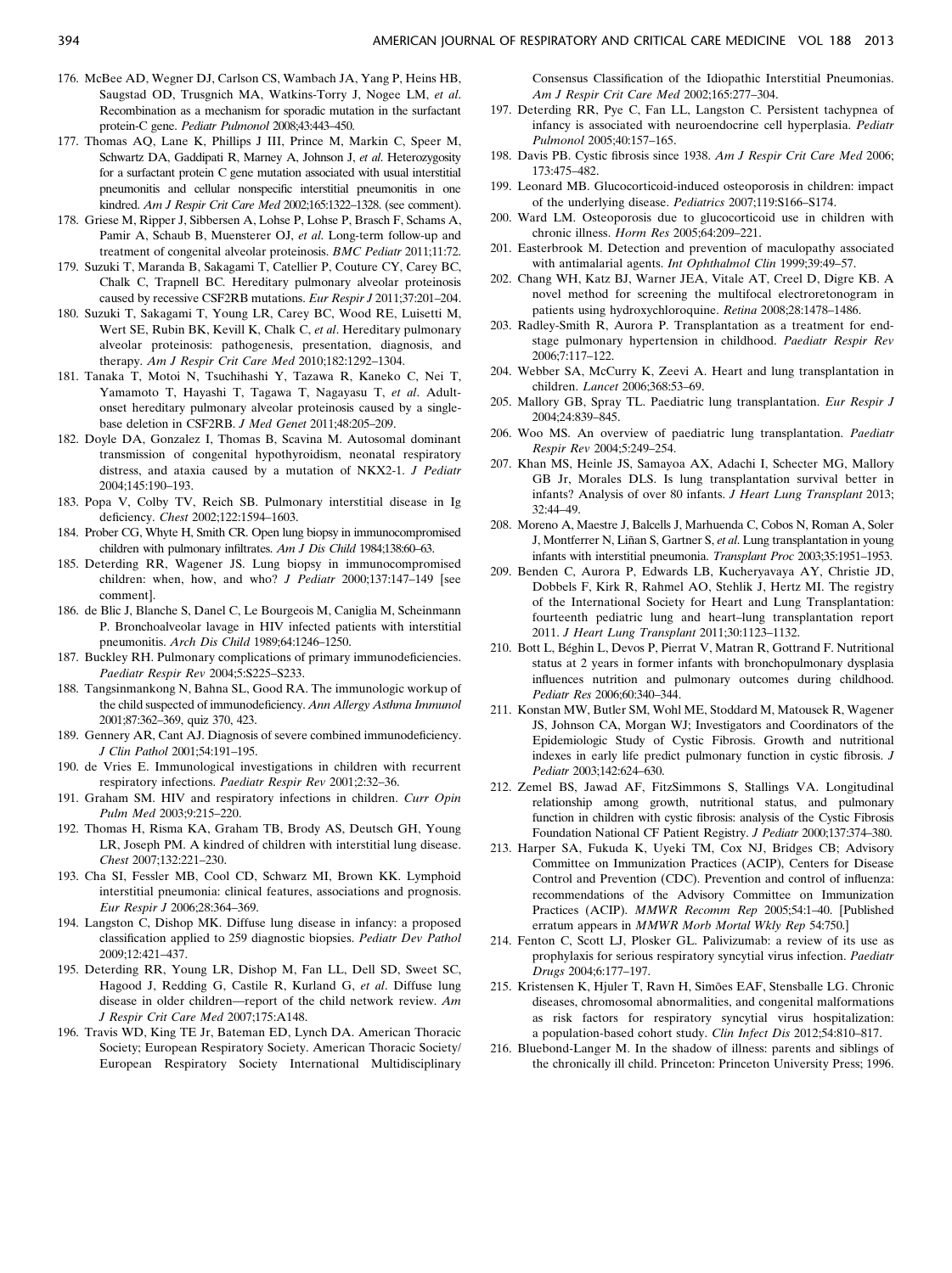176. McBee AD, Wegner DJ, Carlson CS, Wambach JA, Yang P, Heins HB, Saugstad OD, Trusgnich MA, Watkins-Torry J, Nogee LM, *et al*. Recombination as a mechanism for sporadic mutation in the surfactant protein-C gene. *Pediatr Pulmonol* 2008;43:443–450.
177. Thomas AQ, Lane K, Phillips J III, Prince M, Markin C, Speer M, Schwartz DA, Gaddipati R, Marney A, Johnson J, *et al*. Heterozygosity for a surfactant protein C gene mutation associated with usual interstitial pneumonitis and cellular nonspecific interstitial pneumonitis in one kindred. *Am J Respir Crit Care Med* 2002;165:1322–1328. (see comment).
178. Griese M, Ripper J, Sibbersen A, Lohse P, Lohse P, Brasch F, Schams A, Pamir A, Schaub B, Muensterer OJ, *et al*. Long-term follow-up and treatment of congenital alveolar proteinosis. *BMC Pediatr* 2011;11:72.
179. Suzuki T, Maranda B, Sakagami T, Catellier P, Couture CY, Carey BC, Chalk C, Trapnell BC. Hereditary pulmonary alveolar proteinosis caused by recessive CSF2RB mutations. *Eur Respir J* 2011;37:201–204.
180. Suzuki T, Sakagami T, Young LR, Carey BC, Wood RE, Luisetti M, Wert SE, Rubin BK, Kevill K, Chalk C, *et al*. Hereditary pulmonary alveolar proteinosis: pathogenesis, presentation, diagnosis, and therapy. *Am J Respir Crit Care Med* 2010;182:1292–1304.
181. Tanaka T, Motoi N, Tsuchihashi Y, Tazawa R, Kaneko C, Nei T, Yamamoto T, Hayashi T, Tagawa T, Nagayasu T, *et al*. Adult-onset hereditary pulmonary alveolar proteinosis caused by a single-base deletion in CSF2RB. *J Med Genet* 2011;48:205–209.
182. Doyle DA, Gonzalez I, Thomas B, Scavina M. Autosomal dominant transmission of congenital hypothyroidism, neonatal respiratory distress, and ataxia caused by a mutation of NKX2-1. *J Pediatr* 2004;145:190–193.
183. Popa V, Colby TV, Reich SB. Pulmonary interstitial disease in Ig deficiency. *Chest* 2002;122:1594–1603.
184. Prober CG, Whyte H, Smith CR. Open lung biopsy in immunocompromised children with pulmonary infiltrates. *Am J Dis Child* 1984;138:60–63.
185. Deterding RR, Wagener JS. Lung biopsy in immunocompromised children: when, how, and who? *J Pediatr* 2000;137:147–149 [see comment].
186. de Blic J, Blanche S, Danel C, Le Bourgeois M, Caniglia M, Scheinmann P. Bronchoalveolar lavage in HIV infected patients with interstitial pneumonitis. *Arch Dis Child* 1989;64:1246–1250.
187. Buckley RH. Pulmonary complications of primary immunodeficiencies. *Paediatr Respir Rev* 2004;5:S225–S233.
188. Tangsinmankong N, Bahna SL, Good RA. The immunologic workup of the child suspected of immunodeficiency. *Ann Allergy Asthma Immunol* 2001;87:362–369, quiz 370, 423.
189. Gennery AR, Cant AJ. Diagnosis of severe combined immunodeficiency. *J Clin Pathol* 2001;54:191–195.
190. de Vries E. Immunological investigations in children with recurrent respiratory infections. *Paediatr Respir Rev* 2001;2:32–36.
191. Graham SM. HIV and respiratory infections in children. *Curr Opin Pulm Med* 2003;9:215–220.
192. Thomas H, Risma KA, Graham TB, Brody AS, Deutsch GH, Young LR, Joseph PM. A kindred of children with interstitial lung disease. *Chest* 2007;132:221–230.
193. Cha SI, Fessler MB, Cool CD, Schwarz MI, Brown KK. Lymphoid interstitial pneumonia: clinical features, associations and prognosis. *Eur Respir J* 2006;28:364–369.
194. Langston C, Dishop MK. Diffuse lung disease in infancy: a proposed classification applied to 259 diagnostic biopsies. *Pediatr Dev Pathol* 2009;12:421–437.
195. Deterding RR, Young LR, Dishop M, Fan LL, Dell SD, Sweet SC, Hagood J, Redding G, Castile R, Kurland G, *et al*. Diffuse lung disease in older children—report of the child network review. *Am J Respir Crit Care Med* 2007;175:A148.
196. Travis WD, King TE Jr, Bateman ED, Lynch DA. American Thoracic Society; European Respiratory Society. American Thoracic Society/European Respiratory Society International Multidisciplinary Consensus Classification of the Idiopathic Interstitial Pneumonias. *Am J Respir Crit Care Med* 2002;165:277–304.
197. Deterding RR, Pye C, Fan LL, Langston C. Persistent tachypnea of infancy is associated with neuroendocrine cell hyperplasia. *Pediatr Pulmonol* 2005;40:157–165.
198. Davis PB. Cystic fibrosis since 1938. *Am J Respir Crit Care Med* 2006;173:475–482.
199. Leonard MB. Glucocorticoid-induced osteoporosis in children: impact of the underlying disease. *Pediatrics* 2007;119:S166–S174.
200. Ward LM. Osteoporosis due to glucocorticoid use in children with chronic illness. *Horm Res* 2005;64:209–221.
201. Easterbrook M. Detection and prevention of maculopathy associated with antimalarial agents. *Int Ophthalmol Clin* 1999;39:49–57.
202. Chang WH, Katz BJ, Warner JEA, Vitale AT, Creel D, Digre KB. A novel method for screening the multifocal electroretonogram in patients using hydroxychloroquine. *Retina* 2008;28:1478–1486.
203. Radley-Smith R, Aurora P. Transplantation as a treatment for end-stage pulmonary hypertension in childhood. *Paediatr Respir Rev* 2006;7:117–122.
204. Webber SA, McCurry K, Zeevi A. Heart and lung transplantation in children. *Lancet* 2006;368:53–69.
205. Mallory GB, Spray TL. Paediatric lung transplantation. *Eur Respir J* 2004;24:839–845.
206. Woo MS. An overview of paediatric lung transplantation. *Paediatr Respir Rev* 2004;5:249–254.
207. Khan MS, Heinle JS, Samayoa AX, Adachi I, Schecter MG, Mallory GB Jr, Morales DLS. Is lung transplantation survival better in infants? Analysis of over 80 infants. *J Heart Lung Transplant* 2013;32:44–49.
208. Moreno A, Maestre J, Balcells J, Marhuenda C, Cobos N, Roman A, Soler J, Montferrer N, Liñan S, Gartner S, *et al*. Lung transplantation in young infants with interstitial pneumonia. *Transplant Proc* 2003;35:1951–1953.
209. Benden C, Aurora P, Edwards LB, Kucheryavaya AY, Christie JD, Dobbels F, Kirk R, Rahmel AO, Stehlik J, Hertz MI. The registry of the International Society for Heart and Lung Transplantation: fourteenth pediatric lung and heart–lung transplantation report 2011. *J Heart Lung Transplant* 2011;30:1123–1132.
210. Bott L, Béghin L, Devos P, Pierrat V, Matran R, Gottrand F. Nutritional status at 2 years in former infants with bronchopulmonary dysplasia influences nutrition and pulmonary outcomes during childhood. *Pediatr Res* 2006;60:340–344.
211. Konstan MW, Butler SM, Wohl ME, Stoddard M, Matousek R, Wagener JS, Johnson CA, Morgan WJ; Investigators and Coordinators of the Epidemiologic Study of Cystic Fibrosis. Growth and nutritional indexes in early life predict pulmonary function in cystic fibrosis. *J Pediatr* 2003;142:624–630.
212. Zemel BS, Jawad AF, FitzSimmons S, Stallings VA. Longitudinal relationship among growth, nutritional status, and pulmonary function in children with cystic fibrosis: analysis of the Cystic Fibrosis Foundation National CF Patient Registry. *J Pediatr* 2000;137:374–380.
213. Harper SA, Fukuda K, Uyeki TM, Cox NJ, Bridges CB; Advisory Committee on Immunization Practices (ACIP), Centers for Disease Control and Prevention (CDC). Prevention and control of influenza: recommendations of the Advisory Committee on Immunization Practices (ACIP). *MMWR Recomm Rep* 2005;54:1–40. [Published erratum appears in *MMWR Morb Mortal Wkly Rep* 54:750.]
214. Fenton C, Scott LJ, Plosker GL. Palivizumab: a review of its use as prophylaxis for serious respiratory syncytial virus infection. *Paediatr Drugs* 2004;6:177–197.
215. Kristensen K, Hjuler T, Ravn H, Simões EAF, Stensballe LG. Chronic diseases, chromosomal abnormalities, and congenital malformations as risk factors for respiratory syncytial virus hospitalization: a population-based cohort study. *Clin Infect Dis* 2012;54:810–817.
216. Bluebond-Langer M. In the shadow of illness: parents and siblings of the chronically ill child. Princeton: Princeton University Press; 1996.